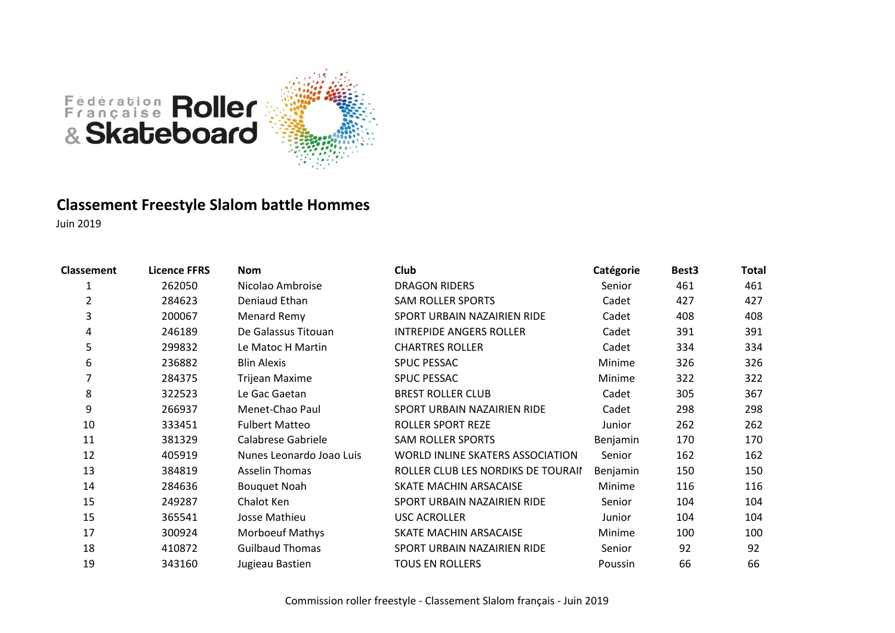Fédération Française Roller & Skateboard

## Classement Freestyle Slalom battle Hommes

Juin 2019

| Classement | Licence FFRS | Nom | Club | Catégorie | Best3 | Total |
|---|---|---|---|---|---|---|
| 1 | 262050 | Nicolao Ambroise | DRAGON RIDERS | Senior | 461 | 461 |
| 2 | 284623 | Deniaud Ethan | SAM ROLLER SPORTS | Cadet | 427 | 427 |
| 3 | 200067 | Menard Remy | SPORT URBAIN NAZAIRIEN RIDE | Cadet | 408 | 408 |
| 4 | 246189 | De Galassus Titouan | INTREPIDE ANGERS ROLLER | Cadet | 391 | 391 |
| 5 | 299832 | Le Matoc H Martin | CHARTRES ROLLER | Cadet | 334 | 334 |
| 6 | 236882 | Blin Alexis | SPUC PESSAC | Minime | 326 | 326 |
| 7 | 284375 | Trijean Maxime | SPUC PESSAC | Minime | 322 | 322 |
| 8 | 322523 | Le Gac Gaetan | BREST ROLLER CLUB | Cadet | 305 | 367 |
| 9 | 266937 | Menet-Chao Paul | SPORT URBAIN NAZAIRIEN RIDE | Cadet | 298 | 298 |
| 10 | 333451 | Fulbert Matteo | ROLLER SPORT REZE | Junior | 262 | 262 |
| 11 | 381329 | Calabrese Gabriele | SAM ROLLER SPORTS | Benjamin | 170 | 170 |
| 12 | 405919 | Nunes Leonardo Joao Luis | WORLD INLINE SKATERS ASSOCIATION | Senior | 162 | 162 |
| 13 | 384819 | Asselin Thomas | ROLLER CLUB LES NORDIKS DE TOURAII | Benjamin | 150 | 150 |
| 14 | 284636 | Bouquet Noah | SKATE MACHIN ARSACAISE | Minime | 116 | 116 |
| 15 | 249287 | Chalot Ken | SPORT URBAIN NAZAIRIEN RIDE | Senior | 104 | 104 |
| 15 | 365541 | Josse Mathieu | USC ACROLLER | Junior | 104 | 104 |
| 17 | 300924 | Morboeuf Mathys | SKATE MACHIN ARSACAISE | Minime | 100 | 100 |
| 18 | 410872 | Guilbaud Thomas | SPORT URBAIN NAZAIRIEN RIDE | Senior | 92 | 92 |
| 19 | 343160 | Jugieau Bastien | TOUS EN ROLLERS | Poussin | 66 | 66 |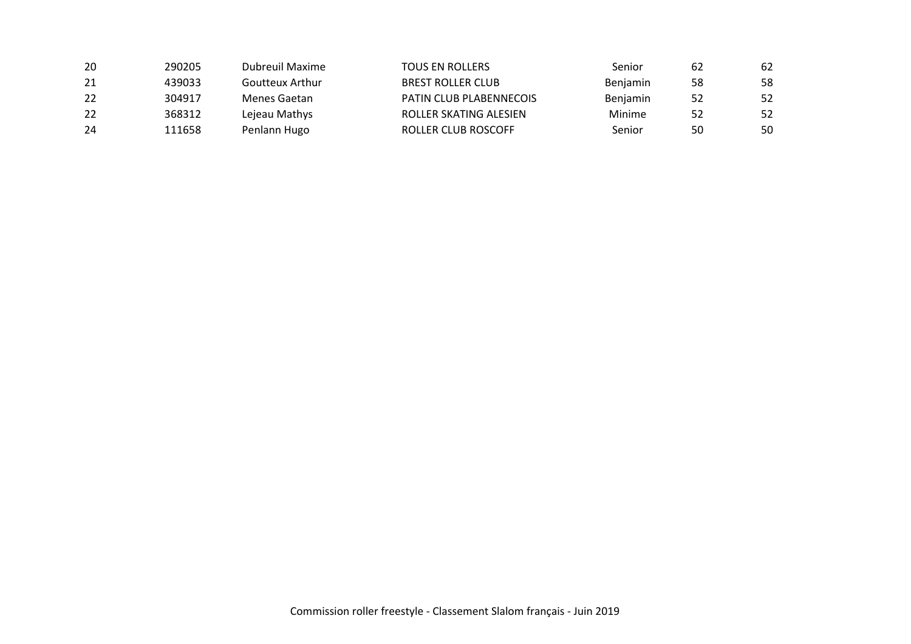| | | | | | | |
|---|---|---|---|---|---|---|
| 20 | 290205 | Dubreuil Maxime | TOUS EN ROLLERS | Senior | 62 | 62 |
| 21 | 439033 | Goutteux Arthur | BREST ROLLER CLUB | Benjamin | 58 | 58 |
| 22 | 304917 | Menes Gaetan | PATIN CLUB PLABENNECOIS | Benjamin | 52 | 52 |
| 22 | 368312 | Lejeau Mathys | ROLLER SKATING ALESIEN | Minime | 52 | 52 |
| 24 | 111658 | Penlann Hugo | ROLLER CLUB ROSCOFF | Senior | 50 | 50 |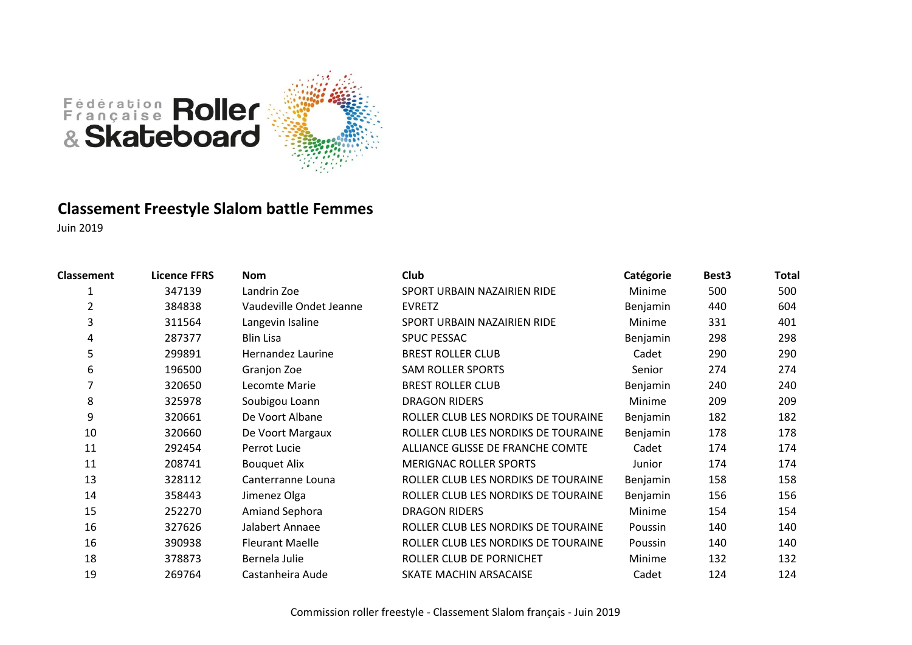## Classement Freestyle Slalom battle Femmes

Juin 2019

| Classement | Licence FFRS | Nom | Club | Catégorie | Best3 | Total |
|---|---|---|---|---|---|---|
| 1 | 347139 | Landrin Zoe | SPORT URBAIN NAZAIRIEN RIDE | Minime | 500 | 500 |
| 2 | 384838 | Vaudeville Ondet Jeanne | EVRETZ | Benjamin | 440 | 604 |
| 3 | 311564 | Langevin Isaline | SPORT URBAIN NAZAIRIEN RIDE | Minime | 331 | 401 |
| 4 | 287377 | Blin Lisa | SPUC PESSAC | Benjamin | 298 | 298 |
| 5 | 299891 | Hernandez Laurine | BREST ROLLER CLUB | Cadet | 290 | 290 |
| 6 | 196500 | Granjon Zoe | SAM ROLLER SPORTS | Senior | 274 | 274 |
| 7 | 320650 | Lecomte Marie | BREST ROLLER CLUB | Benjamin | 240 | 240 |
| 8 | 325978 | Soubigou Loann | DRAGON RIDERS | Minime | 209 | 209 |
| 9 | 320661 | De Voort Albane | ROLLER CLUB LES NORDIKS DE TOURAINE | Benjamin | 182 | 182 |
| 10 | 320660 | De Voort Margaux | ROLLER CLUB LES NORDIKS DE TOURAINE | Benjamin | 178 | 178 |
| 11 | 292454 | Perrot Lucie | ALLIANCE GLISSE DE FRANCHE COMTE | Cadet | 174 | 174 |
| 11 | 208741 | Bouquet Alix | MERIGNAC ROLLER SPORTS | Junior | 174 | 174 |
| 13 | 328112 | Canterranne Louna | ROLLER CLUB LES NORDIKS DE TOURAINE | Benjamin | 158 | 158 |
| 14 | 358443 | Jimenez Olga | ROLLER CLUB LES NORDIKS DE TOURAINE | Benjamin | 156 | 156 |
| 15 | 252270 | Amiand Sephora | DRAGON RIDERS | Minime | 154 | 154 |
| 16 | 327626 | Jalabert Annaee | ROLLER CLUB LES NORDIKS DE TOURAINE | Poussin | 140 | 140 |
| 16 | 390938 | Fleurant Maelle | ROLLER CLUB LES NORDIKS DE TOURAINE | Poussin | 140 | 140 |
| 18 | 378873 | Bernela Julie | ROLLER CLUB DE PORNICHET | Minime | 132 | 132 |
| 19 | 269764 | Castanheira Aude | SKATE MACHIN ARSACAISE | Cadet | 124 | 124 |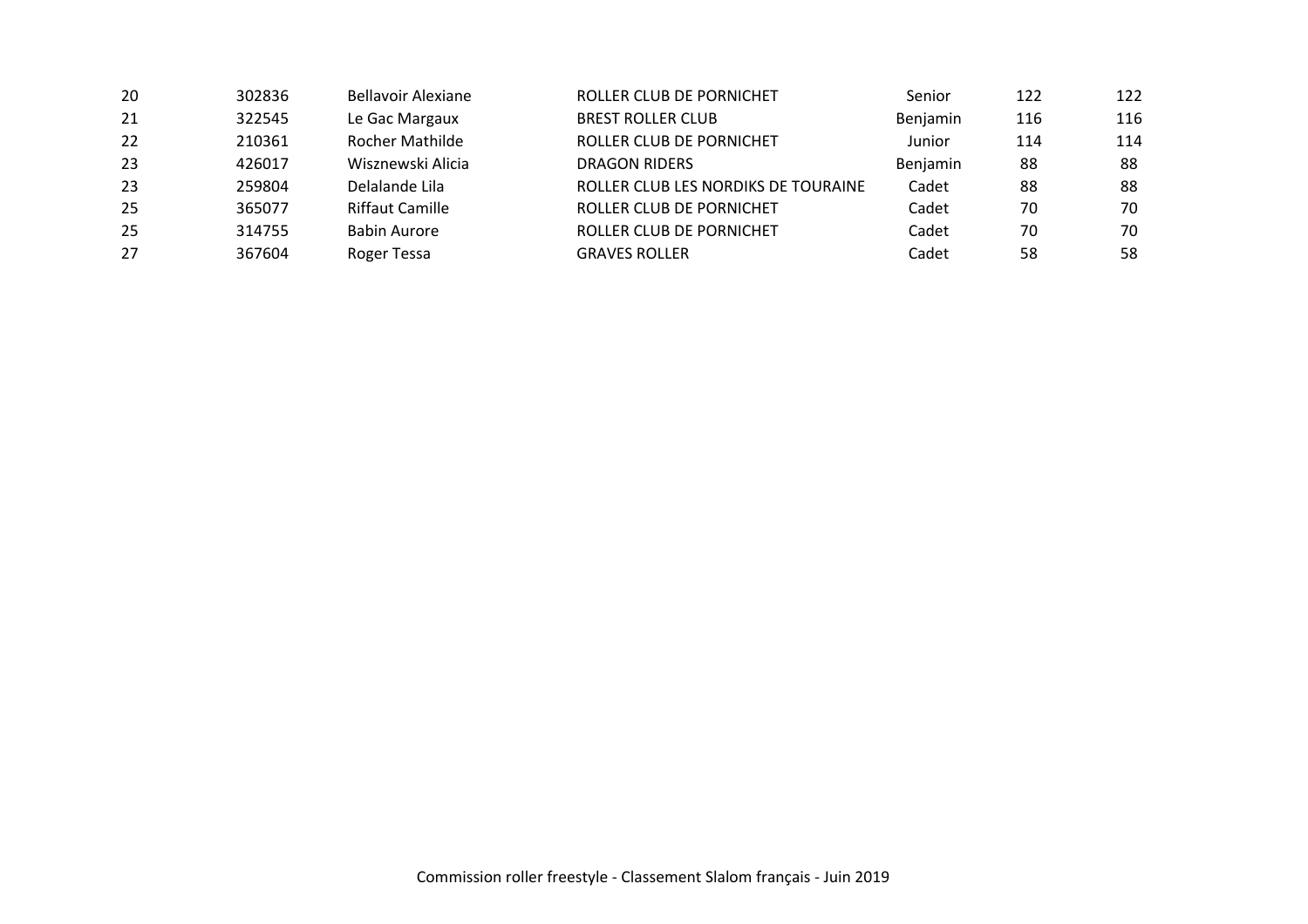| | | | | | | |
|---|---|---|---|---|---|---|
| 20 | 302836 | Bellavoir Alexiane | ROLLER CLUB DE PORNICHET | Senior | 122 | 122 |
| 21 | 322545 | Le Gac Margaux | BREST ROLLER CLUB | Benjamin | 116 | 116 |
| 22 | 210361 | Rocher Mathilde | ROLLER CLUB DE PORNICHET | Junior | 114 | 114 |
| 23 | 426017 | Wisznewski Alicia | DRAGON RIDERS | Benjamin | 88 | 88 |
| 23 | 259804 | Delalande Lila | ROLLER CLUB LES NORDIKS DE TOURAINE | Cadet | 88 | 88 |
| 25 | 365077 | Riffaut Camille | ROLLER CLUB DE PORNICHET | Cadet | 70 | 70 |
| 25 | 314755 | Babin Aurore | ROLLER CLUB DE PORNICHET | Cadet | 70 | 70 |
| 27 | 367604 | Roger Tessa | GRAVES ROLLER | Cadet | 58 | 58 |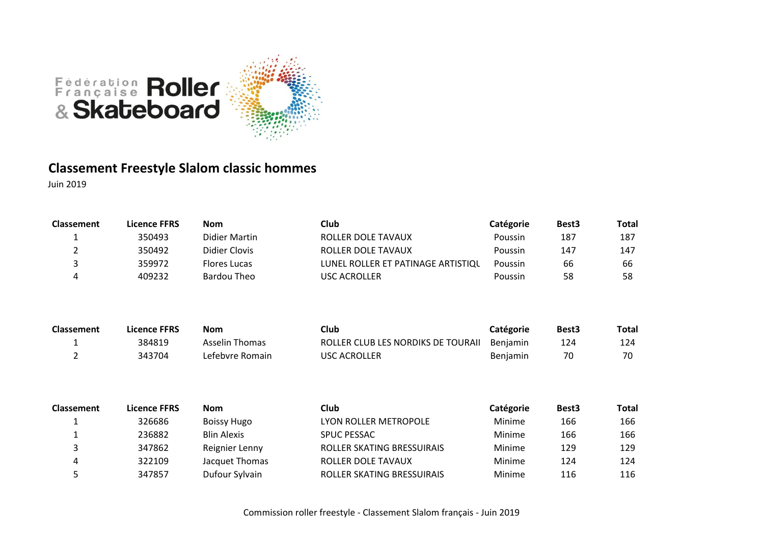## Classement Freestyle Slalom classic hommes

Juin 2019

| Classement | Licence FFRS | Nom | Club | Catégorie | Best3 | Total |
|---|---|---|---|---|---|---|
| 1 | 350493 | Didier Martin | ROLLER DOLE TAVAUX | Poussin | 187 | 187 |
| 2 | 350492 | Didier Clovis | ROLLER DOLE TAVAUX | Poussin | 147 | 147 |
| 3 | 359972 | Flores Lucas | LUNEL ROLLER ET PATINAGE ARTISTIQU | Poussin | 66 | 66 |
| 4 | 409232 | Bardou Theo | USC ACROLLER | Poussin | 58 | 58 |

| Classement | Licence FFRS | Nom | Club | Catégorie | Best3 | Total |
|---|---|---|---|---|---|---|
| 1 | 384819 | Asselin Thomas | ROLLER CLUB LES NORDIKS DE TOURAII | Benjamin | 124 | 124 |
| 2 | 343704 | Lefebvre Romain | USC ACROLLER | Benjamin | 70 | 70 |

| Classement | Licence FFRS | Nom | Club | Catégorie | Best3 | Total |
|---|---|---|---|---|---|---|
| 1 | 326686 | Boissy Hugo | LYON ROLLER METROPOLE | Minime | 166 | 166 |
| 1 | 236882 | Blin Alexis | SPUC PESSAC | Minime | 166 | 166 |
| 3 | 347862 | Reignier Lenny | ROLLER SKATING BRESSUIRAIS | Minime | 129 | 129 |
| 4 | 322109 | Jacquet Thomas | ROLLER DOLE TAVAUX | Minime | 124 | 124 |
| 5 | 347857 | Dufour Sylvain | ROLLER SKATING BRESSUIRAIS | Minime | 116 | 116 |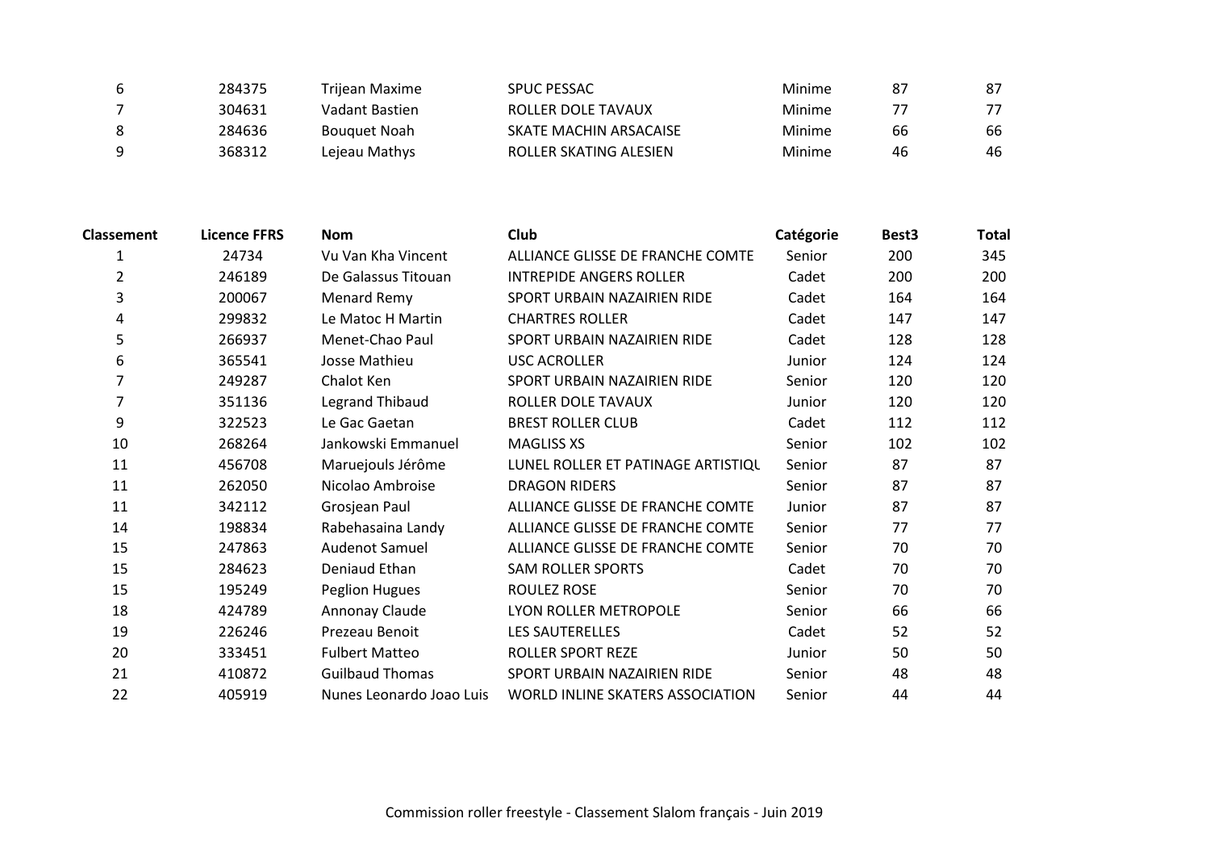| | | | | | | |
|---|---|---|---|---|---|---|
| 6 | 284375 | Trijean Maxime | SPUC PESSAC | Minime | 87 | 87 |
| 7 | 304631 | Vadant Bastien | ROLLER DOLE TAVAUX | Minime | 77 | 77 |
| 8 | 284636 | Bouquet Noah | SKATE MACHIN ARSACAISE | Minime | 66 | 66 |
| 9 | 368312 | Lejeau Mathys | ROLLER SKATING ALESIEN | Minime | 46 | 46 |

| Classement | Licence FFRS | Nom | Club | Catégorie | Best3 | Total |
|---|---|---|---|---|---|---|
| 1 | 24734 | Vu Van Kha Vincent | ALLIANCE GLISSE DE FRANCHE COMTE | Senior | 200 | 345 |
| 2 | 246189 | De Galassus Titouan | INTREPIDE ANGERS ROLLER | Cadet | 200 | 200 |
| 3 | 200067 | Menard Remy | SPORT URBAIN NAZAIRIEN RIDE | Cadet | 164 | 164 |
| 4 | 299832 | Le Matoc H Martin | CHARTRES ROLLER | Cadet | 147 | 147 |
| 5 | 266937 | Menet-Chao Paul | SPORT URBAIN NAZAIRIEN RIDE | Cadet | 128 | 128 |
| 6 | 365541 | Josse Mathieu | USC ACROLLER | Junior | 124 | 124 |
| 7 | 249287 | Chalot Ken | SPORT URBAIN NAZAIRIEN RIDE | Senior | 120 | 120 |
| 7 | 351136 | Legrand Thibaud | ROLLER DOLE TAVAUX | Junior | 120 | 120 |
| 9 | 322523 | Le Gac Gaetan | BREST ROLLER CLUB | Cadet | 112 | 112 |
| 10 | 268264 | Jankowski Emmanuel | MAGLISS XS | Senior | 102 | 102 |
| 11 | 456708 | Maruejouls Jérôme | LUNEL ROLLER ET PATINAGE ARTISTIQU | Senior | 87 | 87 |
| 11 | 262050 | Nicolao Ambroise | DRAGON RIDERS | Senior | 87 | 87 |
| 11 | 342112 | Grosjean Paul | ALLIANCE GLISSE DE FRANCHE COMTE | Junior | 87 | 87 |
| 14 | 198834 | Rabehasaina Landy | ALLIANCE GLISSE DE FRANCHE COMTE | Senior | 77 | 77 |
| 15 | 247863 | Audenot Samuel | ALLIANCE GLISSE DE FRANCHE COMTE | Senior | 70 | 70 |
| 15 | 284623 | Deniaud Ethan | SAM ROLLER SPORTS | Cadet | 70 | 70 |
| 15 | 195249 | Peglion Hugues | ROULEZ ROSE | Senior | 70 | 70 |
| 18 | 424789 | Annonay Claude | LYON ROLLER METROPOLE | Senior | 66 | 66 |
| 19 | 226246 | Prezeau Benoit | LES SAUTERELLES | Cadet | 52 | 52 |
| 20 | 333451 | Fulbert Matteo | ROLLER SPORT REZE | Junior | 50 | 50 |
| 21 | 410872 | Guilbaud Thomas | SPORT URBAIN NAZAIRIEN RIDE | Senior | 48 | 48 |
| 22 | 405919 | Nunes Leonardo Joao Luis | WORLD INLINE SKATERS ASSOCIATION | Senior | 44 | 44 |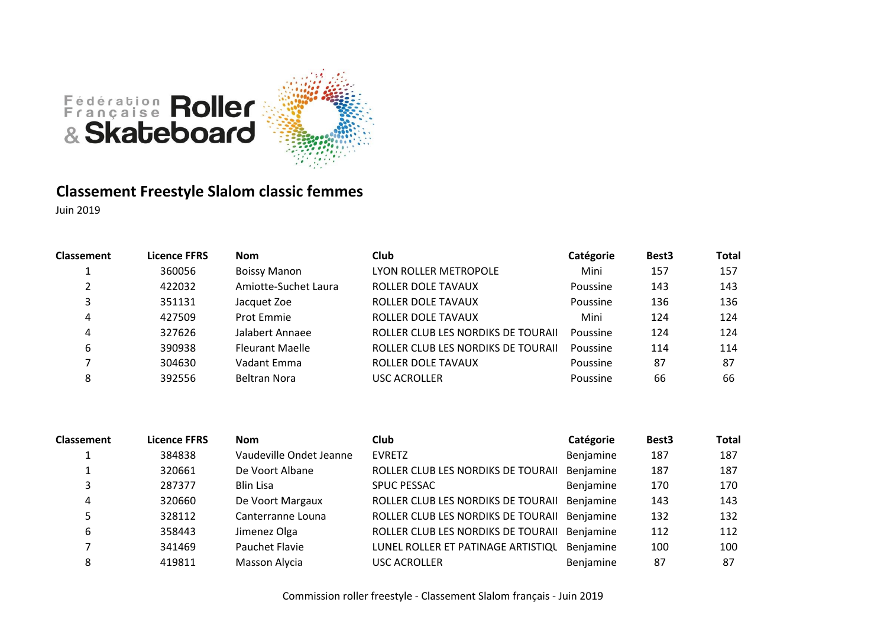Fédération Française Roller & Skateboard

# Classement Freestyle Slalom classic femmes

Juin 2019

| Classement | Licence FFRS | Nom | Club | Catégorie | Best3 | Total |
|---|---|---|---|---|---|---|
| 1 | 360056 | Boissy Manon | LYON ROLLER METROPOLE | Mini | 157 | 157 |
| 2 | 422032 | Amiotte-Suchet Laura | ROLLER DOLE TAVAUX | Poussine | 143 | 143 |
| 3 | 351131 | Jacquet Zoe | ROLLER DOLE TAVAUX | Poussine | 136 | 136 |
| 4 | 427509 | Prot Emmie | ROLLER DOLE TAVAUX | Mini | 124 | 124 |
| 4 | 327626 | Jalabert Annaee | ROLLER CLUB LES NORDIKS DE TOURAII | Poussine | 124 | 124 |
| 6 | 390938 | Fleurant Maelle | ROLLER CLUB LES NORDIKS DE TOURAII | Poussine | 114 | 114 |
| 7 | 304630 | Vadant Emma | ROLLER DOLE TAVAUX | Poussine | 87 | 87 |
| 8 | 392556 | Beltran Nora | USC ACROLLER | Poussine | 66 | 66 |

| Classement | Licence FFRS | Nom | Club | Catégorie | Best3 | Total |
|---|---|---|---|---|---|---|
| 1 | 384838 | Vaudeville Ondet Jeanne | EVRETZ | Benjamine | 187 | 187 |
| 1 | 320661 | De Voort Albane | ROLLER CLUB LES NORDIKS DE TOURAII | Benjamine | 187 | 187 |
| 3 | 287377 | Blin Lisa | SPUC PESSAC | Benjamine | 170 | 170 |
| 4 | 320660 | De Voort Margaux | ROLLER CLUB LES NORDIKS DE TOURAII | Benjamine | 143 | 143 |
| 5 | 328112 | Canterranne Louna | ROLLER CLUB LES NORDIKS DE TOURAII | Benjamine | 132 | 132 |
| 6 | 358443 | Jimenez Olga | ROLLER CLUB LES NORDIKS DE TOURAII | Benjamine | 112 | 112 |
| 7 | 341469 | Pauchet Flavie | LUNEL ROLLER ET PATINAGE ARTISTIQU | Benjamine | 100 | 100 |
| 8 | 419811 | Masson Alycia | USC ACROLLER | Benjamine | 87 | 87 |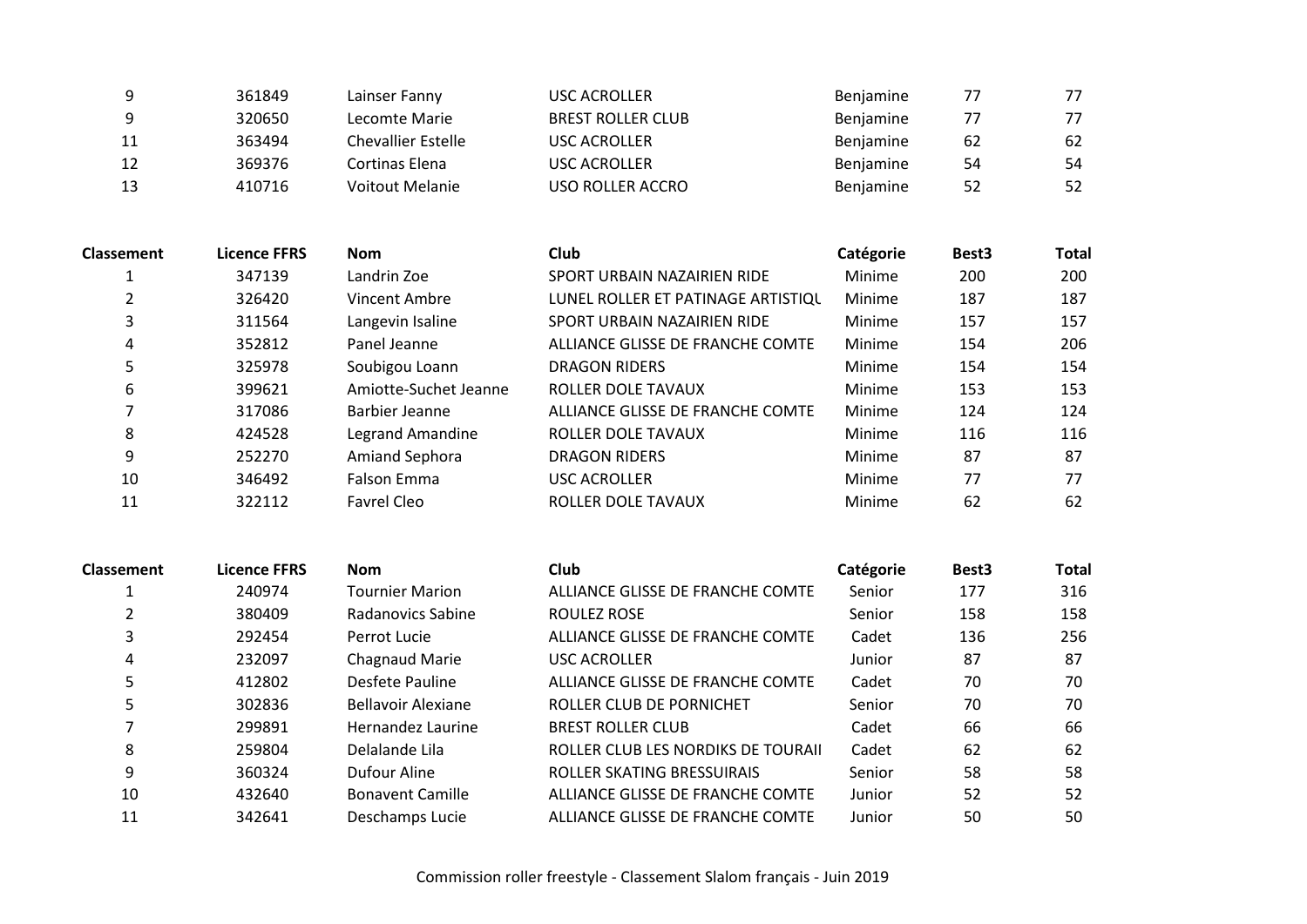| | | | | | | |
|---|---|---|---|---|---|---|
| 9 | 361849 | Lainser Fanny | USC ACROLLER | Benjamine | 77 | 77 |
| 9 | 320650 | Lecomte Marie | BREST ROLLER CLUB | Benjamine | 77 | 77 |
| 11 | 363494 | Chevallier Estelle | USC ACROLLER | Benjamine | 62 | 62 |
| 12 | 369376 | Cortinas Elena | USC ACROLLER | Benjamine | 54 | 54 |
| 13 | 410716 | Voitout Melanie | USO ROLLER ACCRO | Benjamine | 52 | 52 |

| Classement | Licence FFRS | Nom | Club | Catégorie | Best3 | Total |
|---|---|---|---|---|---|---|
| 1 | 347139 | Landrin Zoe | SPORT URBAIN NAZAIRIEN RIDE | Minime | 200 | 200 |
| 2 | 326420 | Vincent Ambre | LUNEL ROLLER ET PATINAGE ARTISTIQU | Minime | 187 | 187 |
| 3 | 311564 | Langevin Isaline | SPORT URBAIN NAZAIRIEN RIDE | Minime | 157 | 157 |
| 4 | 352812 | Panel Jeanne | ALLIANCE GLISSE DE FRANCHE COMTE | Minime | 154 | 206 |
| 5 | 325978 | Soubigou Loann | DRAGON RIDERS | Minime | 154 | 154 |
| 6 | 399621 | Amiotte-Suchet Jeanne | ROLLER DOLE TAVAUX | Minime | 153 | 153 |
| 7 | 317086 | Barbier Jeanne | ALLIANCE GLISSE DE FRANCHE COMTE | Minime | 124 | 124 |
| 8 | 424528 | Legrand Amandine | ROLLER DOLE TAVAUX | Minime | 116 | 116 |
| 9 | 252270 | Amiand Sephora | DRAGON RIDERS | Minime | 87 | 87 |
| 10 | 346492 | Falson Emma | USC ACROLLER | Minime | 77 | 77 |
| 11 | 322112 | Favrel Cleo | ROLLER DOLE TAVAUX | Minime | 62 | 62 |

| Classement | Licence FFRS | Nom | Club | Catégorie | Best3 | Total |
|---|---|---|---|---|---|---|
| 1 | 240974 | Tournier Marion | ALLIANCE GLISSE DE FRANCHE COMTE | Senior | 177 | 316 |
| 2 | 380409 | Radanovics Sabine | ROULEZ ROSE | Senior | 158 | 158 |
| 3 | 292454 | Perrot Lucie | ALLIANCE GLISSE DE FRANCHE COMTE | Cadet | 136 | 256 |
| 4 | 232097 | Chagnaud Marie | USC ACROLLER | Junior | 87 | 87 |
| 5 | 412802 | Desfete Pauline | ALLIANCE GLISSE DE FRANCHE COMTE | Cadet | 70 | 70 |
| 5 | 302836 | Bellavoir Alexiane | ROLLER CLUB DE PORNICHET | Senior | 70 | 70 |
| 7 | 299891 | Hernandez Laurine | BREST ROLLER CLUB | Cadet | 66 | 66 |
| 8 | 259804 | Delalande Lila | ROLLER CLUB LES NORDIKS DE TOURAII | Cadet | 62 | 62 |
| 9 | 360324 | Dufour Aline | ROLLER SKATING BRESSUIRAIS | Senior | 58 | 58 |
| 10 | 432640 | Bonavent Camille | ALLIANCE GLISSE DE FRANCHE COMTE | Junior | 52 | 52 |
| 11 | 342641 | Deschamps Lucie | ALLIANCE GLISSE DE FRANCHE COMTE | Junior | 50 | 50 |

Commission roller freestyle - Classement Slalom français - Juin 2019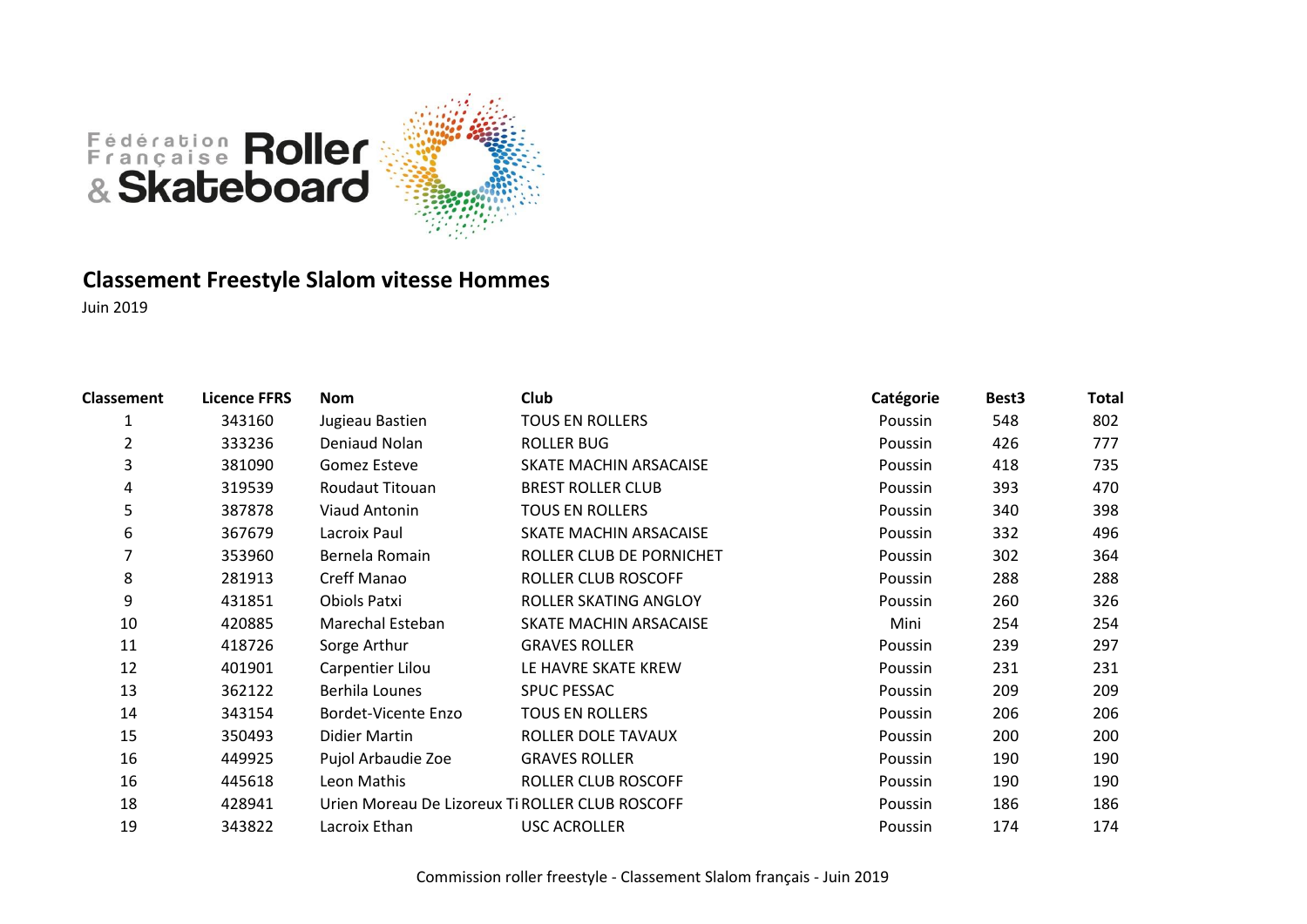## Classement Freestyle Slalom vitesse Hommes

Juin 2019

| Classement | Licence FFRS | Nom | Club | Catégorie | Best3 | Total |
|---|---|---|---|---|---|---|
| 1 | 343160 | Jugieau Bastien | TOUS EN ROLLERS | Poussin | 548 | 802 |
| 2 | 333236 | Deniaud Nolan | ROLLER BUG | Poussin | 426 | 777 |
| 3 | 381090 | Gomez Esteve | SKATE MACHIN ARSACAISE | Poussin | 418 | 735 |
| 4 | 319539 | Roudaut Titouan | BREST ROLLER CLUB | Poussin | 393 | 470 |
| 5 | 387878 | Viaud Antonin | TOUS EN ROLLERS | Poussin | 340 | 398 |
| 6 | 367679 | Lacroix Paul | SKATE MACHIN ARSACAISE | Poussin | 332 | 496 |
| 7 | 353960 | Bernela Romain | ROLLER CLUB DE PORNICHET | Poussin | 302 | 364 |
| 8 | 281913 | Creff Manao | ROLLER CLUB ROSCOFF | Poussin | 288 | 288 |
| 9 | 431851 | Obiols Patxi | ROLLER SKATING ANGLOY | Poussin | 260 | 326 |
| 10 | 420885 | Marechal Esteban | SKATE MACHIN ARSACAISE | Mini | 254 | 254 |
| 11 | 418726 | Sorge Arthur | GRAVES ROLLER | Poussin | 239 | 297 |
| 12 | 401901 | Carpentier Lilou | LE HAVRE SKATE KREW | Poussin | 231 | 231 |
| 13 | 362122 | Berhila Lounes | SPUC PESSAC | Poussin | 209 | 209 |
| 14 | 343154 | Bordet-Vicente Enzo | TOUS EN ROLLERS | Poussin | 206 | 206 |
| 15 | 350493 | Didier Martin | ROLLER DOLE TAVAUX | Poussin | 200 | 200 |
| 16 | 449925 | Pujol Arbaudie Zoe | GRAVES ROLLER | Poussin | 190 | 190 |
| 16 | 445618 | Leon Mathis | ROLLER CLUB ROSCOFF | Poussin | 190 | 190 |
| 18 | 428941 | Urien Moreau De Lizoreux Ti | ROLLER CLUB ROSCOFF | Poussin | 186 | 186 |
| 19 | 343822 | Lacroix Ethan | USC ACROLLER | Poussin | 174 | 174 |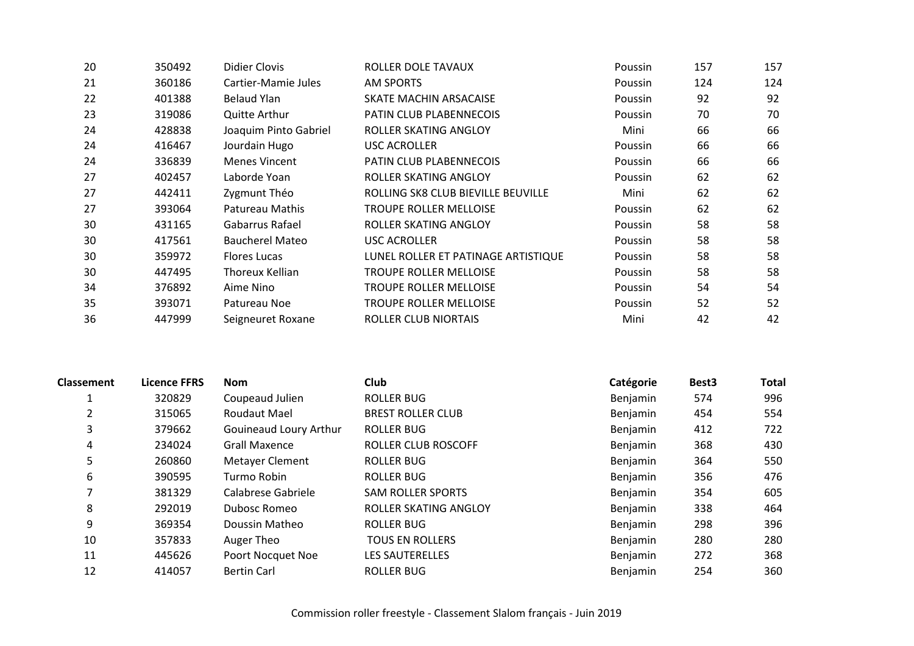| | | | | | | |
|---|---|---|---|---|---|---|
| 20 | 350492 | Didier Clovis | ROLLER DOLE TAVAUX | Poussin | 157 | 157 |
| 21 | 360186 | Cartier-Mamie Jules | AM SPORTS | Poussin | 124 | 124 |
| 22 | 401388 | Belaud Ylan | SKATE MACHIN ARSACAISE | Poussin | 92 | 92 |
| 23 | 319086 | Quitte Arthur | PATIN CLUB PLABENNECOIS | Poussin | 70 | 70 |
| 24 | 428838 | Joaquim Pinto Gabriel | ROLLER SKATING ANGLOY | Mini | 66 | 66 |
| 24 | 416467 | Jourdain Hugo | USC ACROLLER | Poussin | 66 | 66 |
| 24 | 336839 | Menes Vincent | PATIN CLUB PLABENNECOIS | Poussin | 66 | 66 |
| 27 | 402457 | Laborde Yoan | ROLLER SKATING ANGLOY | Poussin | 62 | 62 |
| 27 | 442411 | Zygmunt Théo | ROLLING SK8 CLUB BIEVILLE BEUVILLE | Mini | 62 | 62 |
| 27 | 393064 | Patureau Mathis | TROUPE ROLLER MELLOISE | Poussin | 62 | 62 |
| 30 | 431165 | Gabarrus Rafael | ROLLER SKATING ANGLOY | Poussin | 58 | 58 |
| 30 | 417561 | Baucherel Mateo | USC ACROLLER | Poussin | 58 | 58 |
| 30 | 359972 | Flores Lucas | LUNEL ROLLER ET PATINAGE ARTISTIQUE | Poussin | 58 | 58 |
| 30 | 447495 | Thoreux Kellian | TROUPE ROLLER MELLOISE | Poussin | 58 | 58 |
| 34 | 376892 | Aime Nino | TROUPE ROLLER MELLOISE | Poussin | 54 | 54 |
| 35 | 393071 | Patureau Noe | TROUPE ROLLER MELLOISE | Poussin | 52 | 52 |
| 36 | 447999 | Seigneuret Roxane | ROLLER CLUB NIORTAIS | Mini | 42 | 42 |

| Classement | Licence FFRS | Nom | Club | Catégorie | Best3 | Total |
|---|---|---|---|---|---|---|
| 1 | 320829 | Coupeaud Julien | ROLLER BUG | Benjamin | 574 | 996 |
| 2 | 315065 | Roudaut Mael | BREST ROLLER CLUB | Benjamin | 454 | 554 |
| 3 | 379662 | Gouineaud Loury Arthur | ROLLER BUG | Benjamin | 412 | 722 |
| 4 | 234024 | Grall Maxence | ROLLER CLUB ROSCOFF | Benjamin | 368 | 430 |
| 5 | 260860 | Metayer Clement | ROLLER BUG | Benjamin | 364 | 550 |
| 6 | 390595 | Turmo Robin | ROLLER BUG | Benjamin | 356 | 476 |
| 7 | 381329 | Calabrese Gabriele | SAM ROLLER SPORTS | Benjamin | 354 | 605 |
| 8 | 292019 | Dubosc Romeo | ROLLER SKATING ANGLOY | Benjamin | 338 | 464 |
| 9 | 369354 | Doussin Matheo | ROLLER BUG | Benjamin | 298 | 396 |
| 10 | 357833 | Auger Theo | TOUS EN ROLLERS | Benjamin | 280 | 280 |
| 11 | 445626 | Poort Nocquet Noe | LES SAUTERELLES | Benjamin | 272 | 368 |
| 12 | 414057 | Bertin Carl | ROLLER BUG | Benjamin | 254 | 360 |

Commission roller freestyle - Classement Slalom français - Juin 2019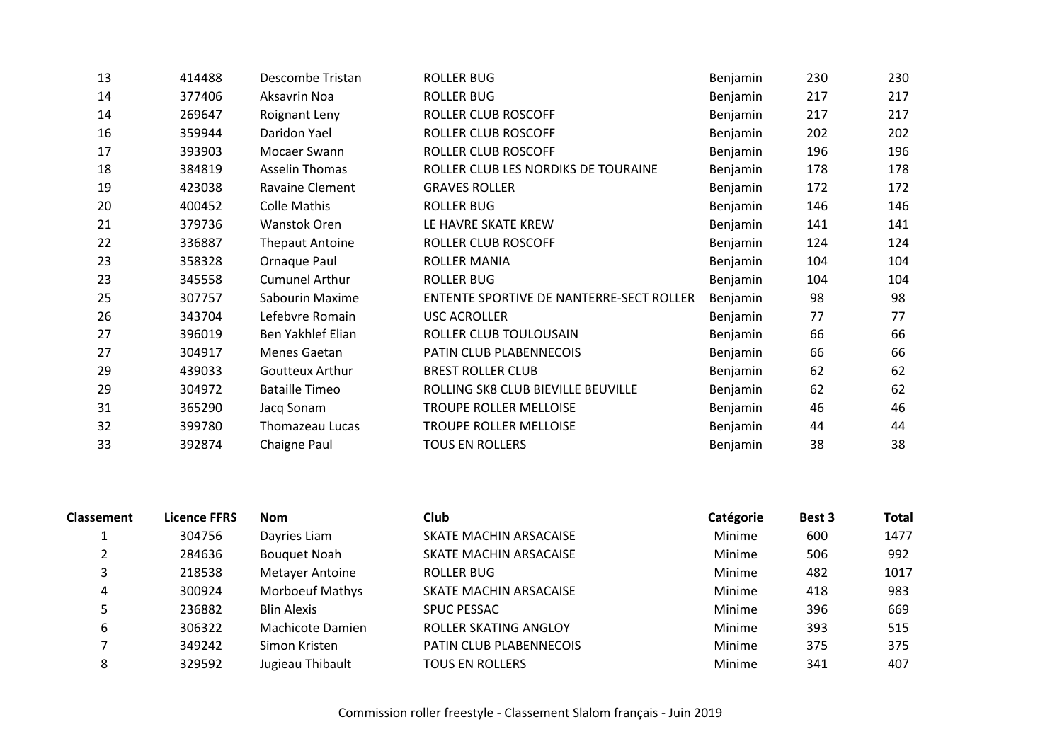| | | | | | | |
|---|---|---|---|---|---|---|
| 13 | 414488 | Descombe Tristan | ROLLER BUG | Benjamin | 230 | 230 |
| 14 | 377406 | Aksavrin Noa | ROLLER BUG | Benjamin | 217 | 217 |
| 14 | 269647 | Roignant Leny | ROLLER CLUB ROSCOFF | Benjamin | 217 | 217 |
| 16 | 359944 | Daridon Yael | ROLLER CLUB ROSCOFF | Benjamin | 202 | 202 |
| 17 | 393903 | Mocaer Swann | ROLLER CLUB ROSCOFF | Benjamin | 196 | 196 |
| 18 | 384819 | Asselin Thomas | ROLLER CLUB LES NORDIKS DE TOURAINE | Benjamin | 178 | 178 |
| 19 | 423038 | Ravaine Clement | GRAVES ROLLER | Benjamin | 172 | 172 |
| 20 | 400452 | Colle Mathis | ROLLER BUG | Benjamin | 146 | 146 |
| 21 | 379736 | Wanstok Oren | LE HAVRE SKATE KREW | Benjamin | 141 | 141 |
| 22 | 336887 | Thepaut Antoine | ROLLER CLUB ROSCOFF | Benjamin | 124 | 124 |
| 23 | 358328 | Ornaque Paul | ROLLER MANIA | Benjamin | 104 | 104 |
| 23 | 345558 | Cumunel Arthur | ROLLER BUG | Benjamin | 104 | 104 |
| 25 | 307757 | Sabourin Maxime | ENTENTE SPORTIVE DE NANTERRE-SECT ROLLER | Benjamin | 98 | 98 |
| 26 | 343704 | Lefebvre Romain | USC ACROLLER | Benjamin | 77 | 77 |
| 27 | 396019 | Ben Yakhlef Elian | ROLLER CLUB TOULOUSAIN | Benjamin | 66 | 66 |
| 27 | 304917 | Menes Gaetan | PATIN CLUB PLABENNECOIS | Benjamin | 66 | 66 |
| 29 | 439033 | Goutteux Arthur | BREST ROLLER CLUB | Benjamin | 62 | 62 |
| 29 | 304972 | Bataille Timeo | ROLLING SK8 CLUB BIEVILLE BEUVILLE | Benjamin | 62 | 62 |
| 31 | 365290 | Jacq Sonam | TROUPE ROLLER MELLOISE | Benjamin | 46 | 46 |
| 32 | 399780 | Thomazeau Lucas | TROUPE ROLLER MELLOISE | Benjamin | 44 | 44 |
| 33 | 392874 | Chaigne Paul | TOUS EN ROLLERS | Benjamin | 38 | 38 |

| Classement | Licence FFRS | Nom | Club | Catégorie | Best 3 | Total |
|---|---|---|---|---|---|---|
| 1 | 304756 | Dayries Liam | SKATE MACHIN ARSACAISE | Minime | 600 | 1477 |
| 2 | 284636 | Bouquet Noah | SKATE MACHIN ARSACAISE | Minime | 506 | 992 |
| 3 | 218538 | Metayer Antoine | ROLLER BUG | Minime | 482 | 1017 |
| 4 | 300924 | Morboeuf Mathys | SKATE MACHIN ARSACAISE | Minime | 418 | 983 |
| 5 | 236882 | Blin Alexis | SPUC PESSAC | Minime | 396 | 669 |
| 6 | 306322 | Machicote Damien | ROLLER SKATING ANGLOY | Minime | 393 | 515 |
| 7 | 349242 | Simon Kristen | PATIN CLUB PLABENNECOIS | Minime | 375 | 375 |
| 8 | 329592 | Jugieau Thibault | TOUS EN ROLLERS | Minime | 341 | 407 |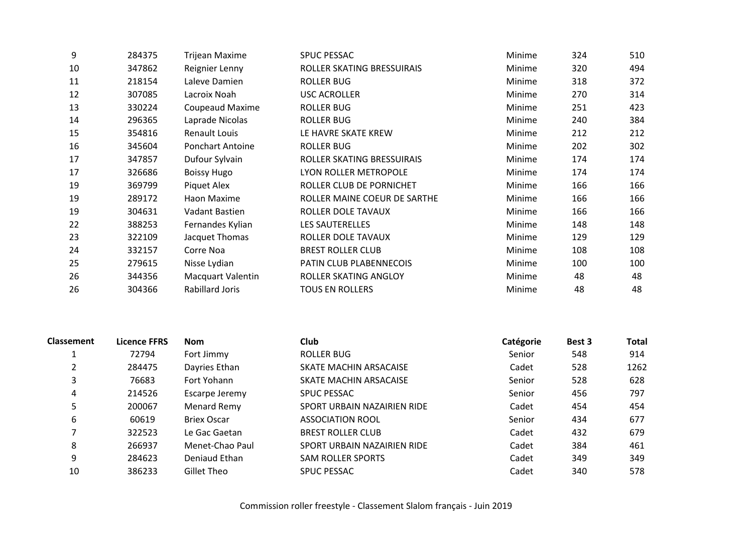| | | | | | | |
|---|---|---|---|---|---|---|
| 9 | 284375 | Trijean Maxime | SPUC PESSAC | Minime | 324 | 510 |
| 10 | 347862 | Reignier Lenny | ROLLER SKATING BRESSUIRAIS | Minime | 320 | 494 |
| 11 | 218154 | Laleve Damien | ROLLER BUG | Minime | 318 | 372 |
| 12 | 307085 | Lacroix Noah | USC ACROLLER | Minime | 270 | 314 |
| 13 | 330224 | Coupeaud Maxime | ROLLER BUG | Minime | 251 | 423 |
| 14 | 296365 | Laprade Nicolas | ROLLER BUG | Minime | 240 | 384 |
| 15 | 354816 | Renault Louis | LE HAVRE SKATE KREW | Minime | 212 | 212 |
| 16 | 345604 | Ponchart Antoine | ROLLER BUG | Minime | 202 | 302 |
| 17 | 347857 | Dufour Sylvain | ROLLER SKATING BRESSUIRAIS | Minime | 174 | 174 |
| 17 | 326686 | Boissy Hugo | LYON ROLLER METROPOLE | Minime | 174 | 174 |
| 19 | 369799 | Piquet Alex | ROLLER CLUB DE PORNICHET | Minime | 166 | 166 |
| 19 | 289172 | Haon Maxime | ROLLER MAINE COEUR DE SARTHE | Minime | 166 | 166 |
| 19 | 304631 | Vadant Bastien | ROLLER DOLE TAVAUX | Minime | 166 | 166 |
| 22 | 388253 | Fernandes Kylian | LES SAUTERELLES | Minime | 148 | 148 |
| 23 | 322109 | Jacquet Thomas | ROLLER DOLE TAVAUX | Minime | 129 | 129 |
| 24 | 332157 | Corre Noa | BREST ROLLER CLUB | Minime | 108 | 108 |
| 25 | 279615 | Nisse Lydian | PATIN CLUB PLABENNECOIS | Minime | 100 | 100 |
| 26 | 344356 | Macquart Valentin | ROLLER SKATING ANGLOY | Minime | 48 | 48 |
| 26 | 304366 | Rabillard Joris | TOUS EN ROLLERS | Minime | 48 | 48 |

| Classement | Licence FFRS | Nom | Club | Catégorie | Best 3 | Total |
|---|---|---|---|---|---|---|
| 1 | 72794 | Fort Jimmy | ROLLER BUG | Senior | 548 | 914 |
| 2 | 284475 | Dayries Ethan | SKATE MACHIN ARSACAISE | Cadet | 528 | 1262 |
| 3 | 76683 | Fort Yohann | SKATE MACHIN ARSACAISE | Senior | 528 | 628 |
| 4 | 214526 | Escarpe Jeremy | SPUC PESSAC | Senior | 456 | 797 |
| 5 | 200067 | Menard Remy | SPORT URBAIN NAZAIRIEN RIDE | Cadet | 454 | 454 |
| 6 | 60619 | Briex Oscar | ASSOCIATION ROOL | Senior | 434 | 677 |
| 7 | 322523 | Le Gac Gaetan | BREST ROLLER CLUB | Cadet | 432 | 679 |
| 8 | 266937 | Menet-Chao Paul | SPORT URBAIN NAZAIRIEN RIDE | Cadet | 384 | 461 |
| 9 | 284623 | Deniaud Ethan | SAM ROLLER SPORTS | Cadet | 349 | 349 |
| 10 | 386233 | Gillet Theo | SPUC PESSAC | Cadet | 340 | 578 |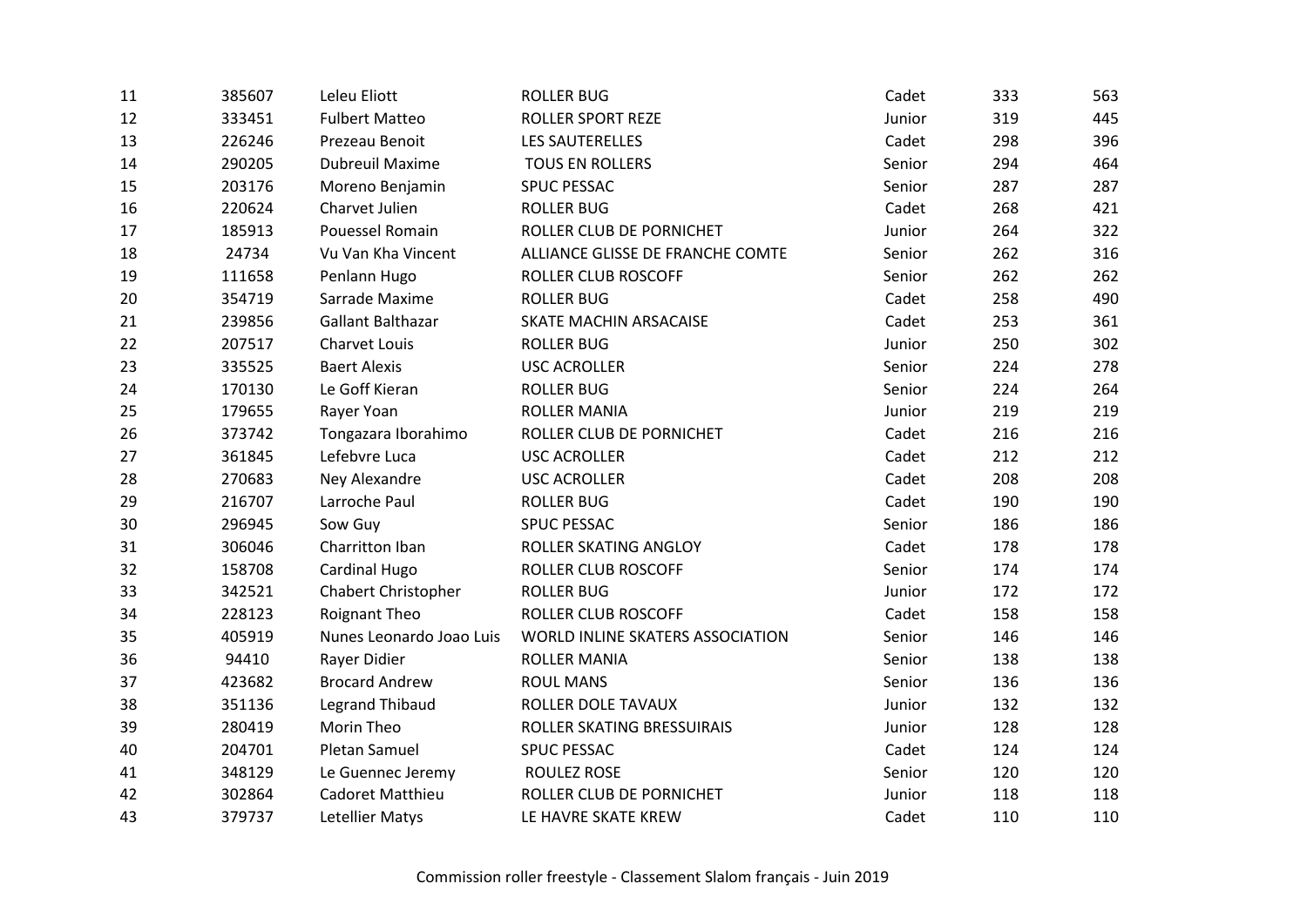| | | | | | | |
|---|---|---|---|---|---|---|
| 11 | 385607 | Leleu Eliott | ROLLER BUG | Cadet | 333 | 563 |
| 12 | 333451 | Fulbert Matteo | ROLLER SPORT REZE | Junior | 319 | 445 |
| 13 | 226246 | Prezeau Benoit | LES SAUTERELLES | Cadet | 298 | 396 |
| 14 | 290205 | Dubreuil Maxime | TOUS EN ROLLERS | Senior | 294 | 464 |
| 15 | 203176 | Moreno Benjamin | SPUC PESSAC | Senior | 287 | 287 |
| 16 | 220624 | Charvet Julien | ROLLER BUG | Cadet | 268 | 421 |
| 17 | 185913 | Pouessel Romain | ROLLER CLUB DE PORNICHET | Junior | 264 | 322 |
| 18 | 24734 | Vu Van Kha Vincent | ALLIANCE GLISSE DE FRANCHE COMTE | Senior | 262 | 316 |
| 19 | 111658 | Penlann Hugo | ROLLER CLUB ROSCOFF | Senior | 262 | 262 |
| 20 | 354719 | Sarrade Maxime | ROLLER BUG | Cadet | 258 | 490 |
| 21 | 239856 | Gallant Balthazar | SKATE MACHIN ARSACAISE | Cadet | 253 | 361 |
| 22 | 207517 | Charvet Louis | ROLLER BUG | Junior | 250 | 302 |
| 23 | 335525 | Baert Alexis | USC ACROLLER | Senior | 224 | 278 |
| 24 | 170130 | Le Goff Kieran | ROLLER BUG | Senior | 224 | 264 |
| 25 | 179655 | Rayer Yoan | ROLLER MANIA | Junior | 219 | 219 |
| 26 | 373742 | Tongazara Iborahimo | ROLLER CLUB DE PORNICHET | Cadet | 216 | 216 |
| 27 | 361845 | Lefebvre Luca | USC ACROLLER | Cadet | 212 | 212 |
| 28 | 270683 | Ney Alexandre | USC ACROLLER | Cadet | 208 | 208 |
| 29 | 216707 | Larroche Paul | ROLLER BUG | Cadet | 190 | 190 |
| 30 | 296945 | Sow Guy | SPUC PESSAC | Senior | 186 | 186 |
| 31 | 306046 | Charritton Iban | ROLLER SKATING ANGLOY | Cadet | 178 | 178 |
| 32 | 158708 | Cardinal Hugo | ROLLER CLUB ROSCOFF | Senior | 174 | 174 |
| 33 | 342521 | Chabert Christopher | ROLLER BUG | Junior | 172 | 172 |
| 34 | 228123 | Roignant Theo | ROLLER CLUB ROSCOFF | Cadet | 158 | 158 |
| 35 | 405919 | Nunes Leonardo Joao Luis | WORLD INLINE SKATERS ASSOCIATION | Senior | 146 | 146 |
| 36 | 94410 | Rayer Didier | ROLLER MANIA | Senior | 138 | 138 |
| 37 | 423682 | Brocard Andrew | ROUL MANS | Senior | 136 | 136 |
| 38 | 351136 | Legrand Thibaud | ROLLER DOLE TAVAUX | Junior | 132 | 132 |
| 39 | 280419 | Morin Theo | ROLLER SKATING BRESSUIRAIS | Junior | 128 | 128 |
| 40 | 204701 | Pletan Samuel | SPUC PESSAC | Cadet | 124 | 124 |
| 41 | 348129 | Le Guennec Jeremy | ROULEZ ROSE | Senior | 120 | 120 |
| 42 | 302864 | Cadoret Matthieu | ROLLER CLUB DE PORNICHET | Junior | 118 | 118 |
| 43 | 379737 | Letellier Matys | LE HAVRE SKATE KREW | Cadet | 110 | 110 |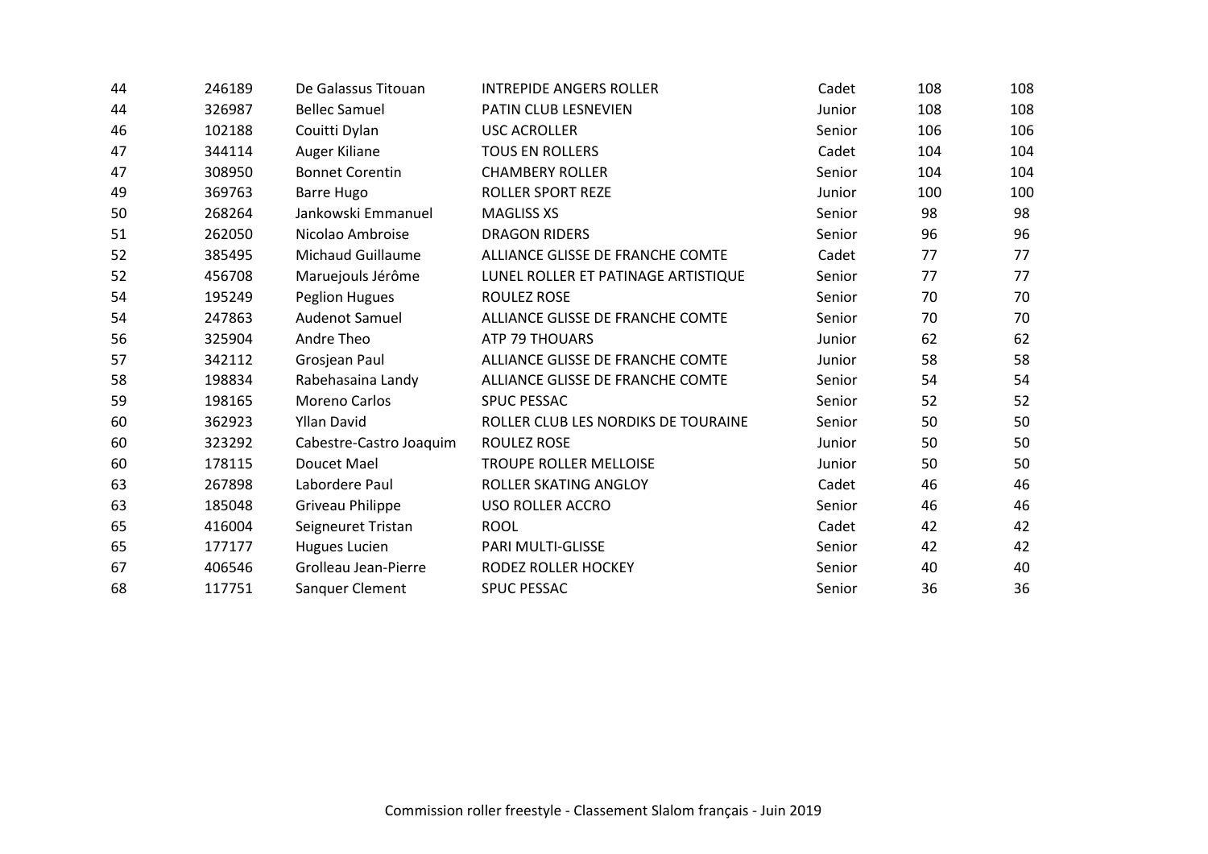| | | | | | | |
|---|---|---|---|---|---|---|
| 44 | 246189 | De Galassus Titouan | INTREPIDE ANGERS ROLLER | Cadet | 108 | 108 |
| 44 | 326987 | Bellec Samuel | PATIN CLUB LESNEVIEN | Junior | 108 | 108 |
| 46 | 102188 | Couitti Dylan | USC ACROLLER | Senior | 106 | 106 |
| 47 | 344114 | Auger Kiliane | TOUS EN ROLLERS | Cadet | 104 | 104 |
| 47 | 308950 | Bonnet Corentin | CHAMBERY ROLLER | Senior | 104 | 104 |
| 49 | 369763 | Barre Hugo | ROLLER SPORT REZE | Junior | 100 | 100 |
| 50 | 268264 | Jankowski Emmanuel | MAGLISS XS | Senior | 98 | 98 |
| 51 | 262050 | Nicolao Ambroise | DRAGON RIDERS | Senior | 96 | 96 |
| 52 | 385495 | Michaud Guillaume | ALLIANCE GLISSE DE FRANCHE COMTE | Cadet | 77 | 77 |
| 52 | 456708 | Maruejouls Jérôme | LUNEL ROLLER ET PATINAGE ARTISTIQUE | Senior | 77 | 77 |
| 54 | 195249 | Peglion Hugues | ROULEZ ROSE | Senior | 70 | 70 |
| 54 | 247863 | Audenot Samuel | ALLIANCE GLISSE DE FRANCHE COMTE | Senior | 70 | 70 |
| 56 | 325904 | Andre Theo | ATP 79 THOUARS | Junior | 62 | 62 |
| 57 | 342112 | Grosjean Paul | ALLIANCE GLISSE DE FRANCHE COMTE | Junior | 58 | 58 |
| 58 | 198834 | Rabehasaina Landy | ALLIANCE GLISSE DE FRANCHE COMTE | Senior | 54 | 54 |
| 59 | 198165 | Moreno Carlos | SPUC PESSAC | Senior | 52 | 52 |
| 60 | 362923 | Yllan David | ROLLER CLUB LES NORDIKS DE TOURAINE | Senior | 50 | 50 |
| 60 | 323292 | Cabestre-Castro Joaquim | ROULEZ ROSE | Junior | 50 | 50 |
| 60 | 178115 | Doucet Mael | TROUPE ROLLER MELLOISE | Junior | 50 | 50 |
| 63 | 267898 | Labordere Paul | ROLLER SKATING ANGLOY | Cadet | 46 | 46 |
| 63 | 185048 | Griveau Philippe | USO ROLLER ACCRO | Senior | 46 | 46 |
| 65 | 416004 | Seigneuret Tristan | ROOL | Cadet | 42 | 42 |
| 65 | 177177 | Hugues Lucien | PARI MULTI-GLISSE | Senior | 42 | 42 |
| 67 | 406546 | Grolleau Jean-Pierre | RODEZ ROLLER HOCKEY | Senior | 40 | 40 |
| 68 | 117751 | Sanquer Clement | SPUC PESSAC | Senior | 36 | 36 |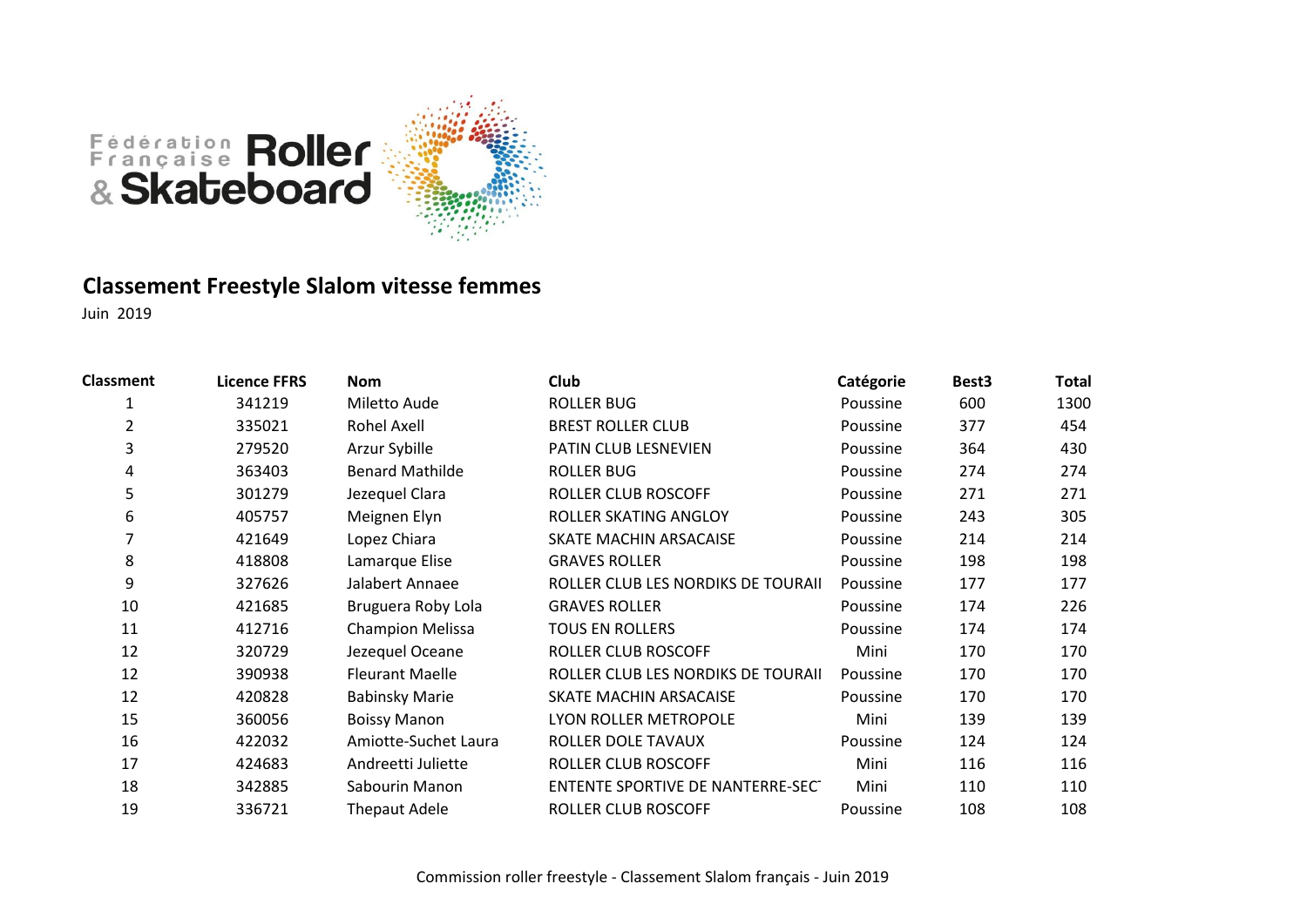## Classement Freestyle Slalom vitesse femmes

Juin 2019

| Classment | Licence FFRS | Nom | Club | Catégorie | Best3 | Total |
|---|---|---|---|---|---|---|
| 1 | 341219 | Miletto Aude | ROLLER BUG | Poussine | 600 | 1300 |
| 2 | 335021 | Rohel Axell | BREST ROLLER CLUB | Poussine | 377 | 454 |
| 3 | 279520 | Arzur Sybille | PATIN CLUB LESNEVIEN | Poussine | 364 | 430 |
| 4 | 363403 | Benard Mathilde | ROLLER BUG | Poussine | 274 | 274 |
| 5 | 301279 | Jezequel Clara | ROLLER CLUB ROSCOFF | Poussine | 271 | 271 |
| 6 | 405757 | Meignen Elyn | ROLLER SKATING ANGLOY | Poussine | 243 | 305 |
| 7 | 421649 | Lopez Chiara | SKATE MACHIN ARSACAISE | Poussine | 214 | 214 |
| 8 | 418808 | Lamarque Elise | GRAVES ROLLER | Poussine | 198 | 198 |
| 9 | 327626 | Jalabert Annaee | ROLLER CLUB LES NORDIKS DE TOURAII | Poussine | 177 | 177 |
| 10 | 421685 | Bruguera Roby Lola | GRAVES ROLLER | Poussine | 174 | 226 |
| 11 | 412716 | Champion Melissa | TOUS EN ROLLERS | Poussine | 174 | 174 |
| 12 | 320729 | Jezequel Oceane | ROLLER CLUB ROSCOFF | Mini | 170 | 170 |
| 12 | 390938 | Fleurant Maelle | ROLLER CLUB LES NORDIKS DE TOURAII | Poussine | 170 | 170 |
| 12 | 420828 | Babinsky Marie | SKATE MACHIN ARSACAISE | Poussine | 170 | 170 |
| 15 | 360056 | Boissy Manon | LYON ROLLER METROPOLE | Mini | 139 | 139 |
| 16 | 422032 | Amiotte-Suchet Laura | ROLLER DOLE TAVAUX | Poussine | 124 | 124 |
| 17 | 424683 | Andreetti Juliette | ROLLER CLUB ROSCOFF | Mini | 116 | 116 |
| 18 | 342885 | Sabourin Manon | ENTENTE SPORTIVE DE NANTERRE-SEC | Mini | 110 | 110 |
| 19 | 336721 | Thepaut Adele | ROLLER CLUB ROSCOFF | Poussine | 108 | 108 |

Commission roller freestyle - Classement Slalom français - Juin 2019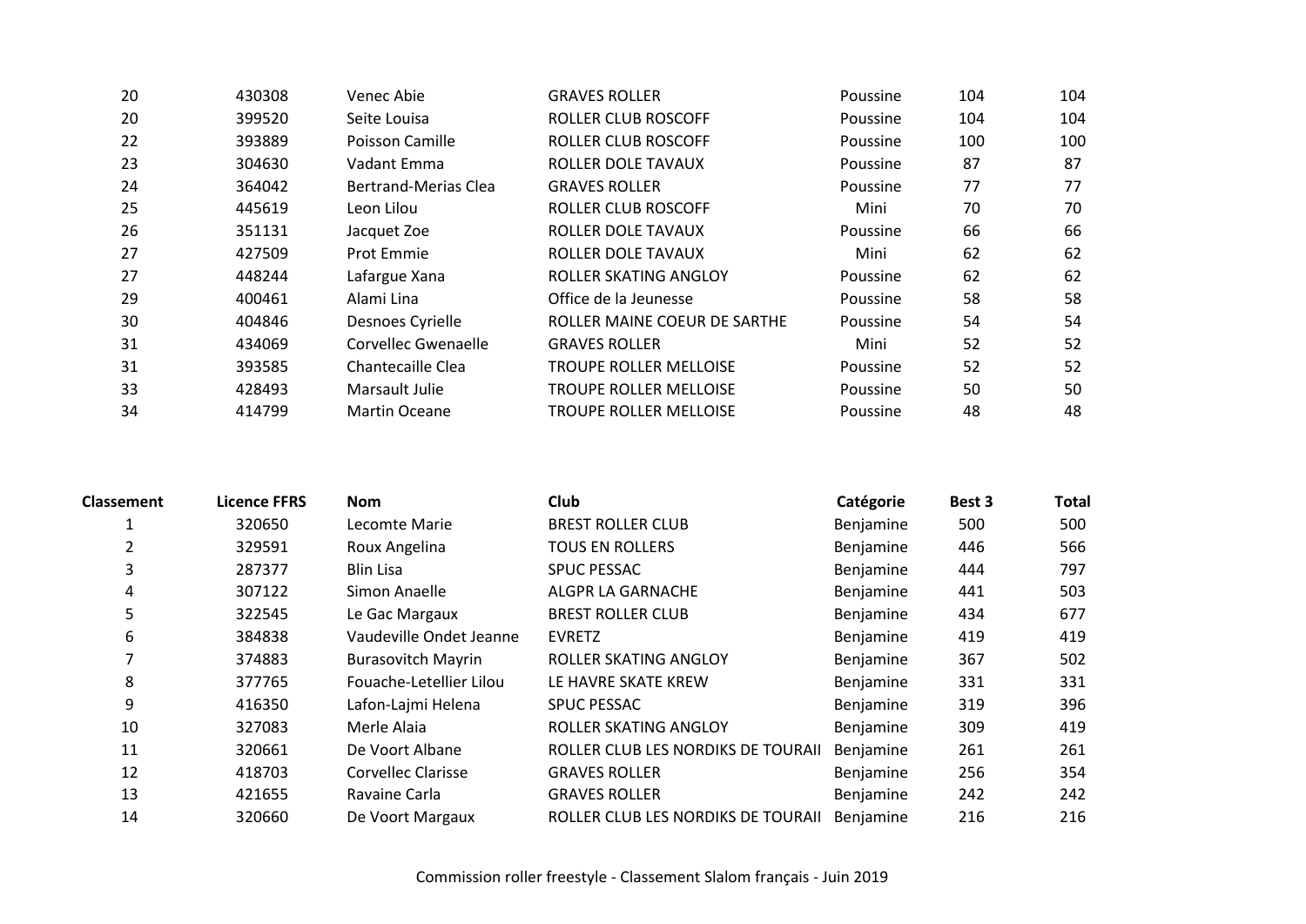| | | | | | | |
|---|---|---|---|---|---|---|
| 20 | 430308 | Venec Abie | GRAVES ROLLER | Poussine | 104 | 104 |
| 20 | 399520 | Seite Louisa | ROLLER CLUB ROSCOFF | Poussine | 104 | 104 |
| 22 | 393889 | Poisson Camille | ROLLER CLUB ROSCOFF | Poussine | 100 | 100 |
| 23 | 304630 | Vadant Emma | ROLLER DOLE TAVAUX | Poussine | 87 | 87 |
| 24 | 364042 | Bertrand-Merias Clea | GRAVES ROLLER | Poussine | 77 | 77 |
| 25 | 445619 | Leon Lilou | ROLLER CLUB ROSCOFF | Mini | 70 | 70 |
| 26 | 351131 | Jacquet Zoe | ROLLER DOLE TAVAUX | Poussine | 66 | 66 |
| 27 | 427509 | Prot Emmie | ROLLER DOLE TAVAUX | Mini | 62 | 62 |
| 27 | 448244 | Lafargue Xana | ROLLER SKATING ANGLOY | Poussine | 62 | 62 |
| 29 | 400461 | Alami Lina | Office de la Jeunesse | Poussine | 58 | 58 |
| 30 | 404846 | Desnoes Cyrielle | ROLLER MAINE COEUR DE SARTHE | Poussine | 54 | 54 |
| 31 | 434069 | Corvellec Gwenaelle | GRAVES ROLLER | Mini | 52 | 52 |
| 31 | 393585 | Chantecaille Clea | TROUPE ROLLER MELLOISE | Poussine | 52 | 52 |
| 33 | 428493 | Marsault Julie | TROUPE ROLLER MELLOISE | Poussine | 50 | 50 |
| 34 | 414799 | Martin Oceane | TROUPE ROLLER MELLOISE | Poussine | 48 | 48 |

| Classement | Licence FFRS | Nom | Club | Catégorie | Best 3 | Total |
|---|---|---|---|---|---|---|
| 1 | 320650 | Lecomte Marie | BREST ROLLER CLUB | Benjamine | 500 | 500 |
| 2 | 329591 | Roux Angelina | TOUS EN ROLLERS | Benjamine | 446 | 566 |
| 3 | 287377 | Blin Lisa | SPUC PESSAC | Benjamine | 444 | 797 |
| 4 | 307122 | Simon Anaelle | ALGPR LA GARNACHE | Benjamine | 441 | 503 |
| 5 | 322545 | Le Gac Margaux | BREST ROLLER CLUB | Benjamine | 434 | 677 |
| 6 | 384838 | Vaudeville Ondet Jeanne | EVRETZ | Benjamine | 419 | 419 |
| 7 | 374883 | Burasovitch Mayrin | ROLLER SKATING ANGLOY | Benjamine | 367 | 502 |
| 8 | 377765 | Fouache-Letellier Lilou | LE HAVRE SKATE KREW | Benjamine | 331 | 331 |
| 9 | 416350 | Lafon-Lajmi Helena | SPUC PESSAC | Benjamine | 319 | 396 |
| 10 | 327083 | Merle Alaia | ROLLER SKATING ANGLOY | Benjamine | 309 | 419 |
| 11 | 320661 | De Voort Albane | ROLLER CLUB LES NORDIKS DE TOURAII | Benjamine | 261 | 261 |
| 12 | 418703 | Corvellec Clarisse | GRAVES ROLLER | Benjamine | 256 | 354 |
| 13 | 421655 | Ravaine Carla | GRAVES ROLLER | Benjamine | 242 | 242 |
| 14 | 320660 | De Voort Margaux | ROLLER CLUB LES NORDIKS DE TOURAII | Benjamine | 216 | 216 |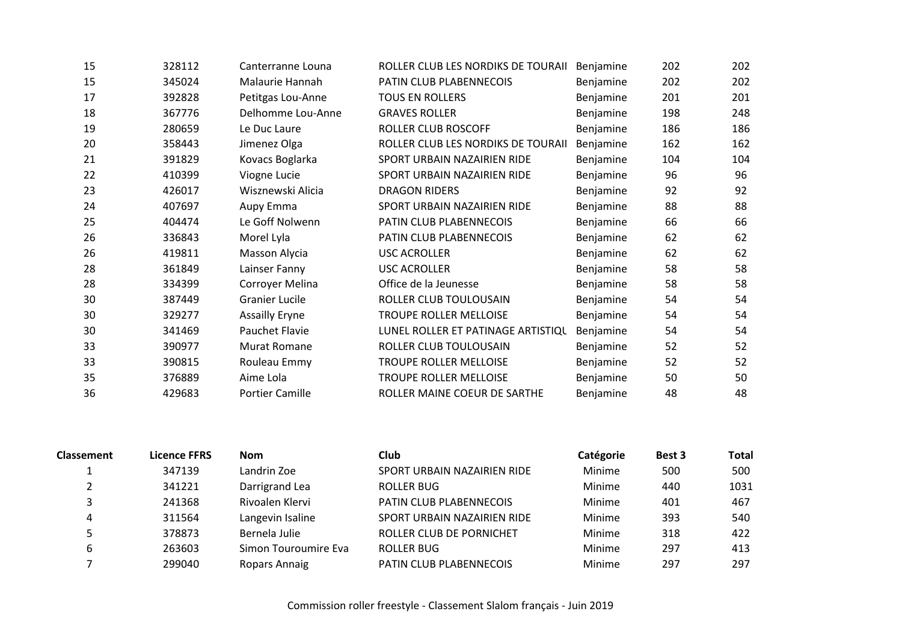| | | | | | | |
|---|---|---|---|---|---|---|
| 15 | 328112 | Canterranne Louna | ROLLER CLUB LES NORDIKS DE TOURAII | Benjamine | 202 | 202 |
| 15 | 345024 | Malaurie Hannah | PATIN CLUB PLABENNECOIS | Benjamine | 202 | 202 |
| 17 | 392828 | Petitgas Lou-Anne | TOUS EN ROLLERS | Benjamine | 201 | 201 |
| 18 | 367776 | Delhomme Lou-Anne | GRAVES ROLLER | Benjamine | 198 | 248 |
| 19 | 280659 | Le Duc Laure | ROLLER CLUB ROSCOFF | Benjamine | 186 | 186 |
| 20 | 358443 | Jimenez Olga | ROLLER CLUB LES NORDIKS DE TOURAII | Benjamine | 162 | 162 |
| 21 | 391829 | Kovacs Boglarka | SPORT URBAIN NAZAIRIEN RIDE | Benjamine | 104 | 104 |
| 22 | 410399 | Viogne Lucie | SPORT URBAIN NAZAIRIEN RIDE | Benjamine | 96 | 96 |
| 23 | 426017 | Wisznewski Alicia | DRAGON RIDERS | Benjamine | 92 | 92 |
| 24 | 407697 | Aupy Emma | SPORT URBAIN NAZAIRIEN RIDE | Benjamine | 88 | 88 |
| 25 | 404474 | Le Goff Nolwenn | PATIN CLUB PLABENNECOIS | Benjamine | 66 | 66 |
| 26 | 336843 | Morel Lyla | PATIN CLUB PLABENNECOIS | Benjamine | 62 | 62 |
| 26 | 419811 | Masson Alycia | USC ACROLLER | Benjamine | 62 | 62 |
| 28 | 361849 | Lainser Fanny | USC ACROLLER | Benjamine | 58 | 58 |
| 28 | 334399 | Corroyer Melina | Office de la Jeunesse | Benjamine | 58 | 58 |
| 30 | 387449 | Granier Lucile | ROLLER CLUB TOULOUSAIN | Benjamine | 54 | 54 |
| 30 | 329277 | Assailly Eryne | TROUPE ROLLER MELLOISE | Benjamine | 54 | 54 |
| 30 | 341469 | Pauchet Flavie | LUNEL ROLLER ET PATINAGE ARTISTIQU | Benjamine | 54 | 54 |
| 33 | 390977 | Murat Romane | ROLLER CLUB TOULOUSAIN | Benjamine | 52 | 52 |
| 33 | 390815 | Rouleau Emmy | TROUPE ROLLER MELLOISE | Benjamine | 52 | 52 |
| 35 | 376889 | Aime Lola | TROUPE ROLLER MELLOISE | Benjamine | 50 | 50 |
| 36 | 429683 | Portier Camille | ROLLER MAINE COEUR DE SARTHE | Benjamine | 48 | 48 |

| Classement | Licence FFRS | Nom | Club | Catégorie | Best 3 | Total |
|---|---|---|---|---|---|---|
| 1 | 347139 | Landrin Zoe | SPORT URBAIN NAZAIRIEN RIDE | Minime | 500 | 500 |
| 2 | 341221 | Darrigrand Lea | ROLLER BUG | Minime | 440 | 1031 |
| 3 | 241368 | Rivoalen Klervi | PATIN CLUB PLABENNECOIS | Minime | 401 | 467 |
| 4 | 311564 | Langevin Isaline | SPORT URBAIN NAZAIRIEN RIDE | Minime | 393 | 540 |
| 5 | 378873 | Bernela Julie | ROLLER CLUB DE PORNICHET | Minime | 318 | 422 |
| 6 | 263603 | Simon Touroumire Eva | ROLLER BUG | Minime | 297 | 413 |
| 7 | 299040 | Ropars Annaig | PATIN CLUB PLABENNECOIS | Minime | 297 | 297 |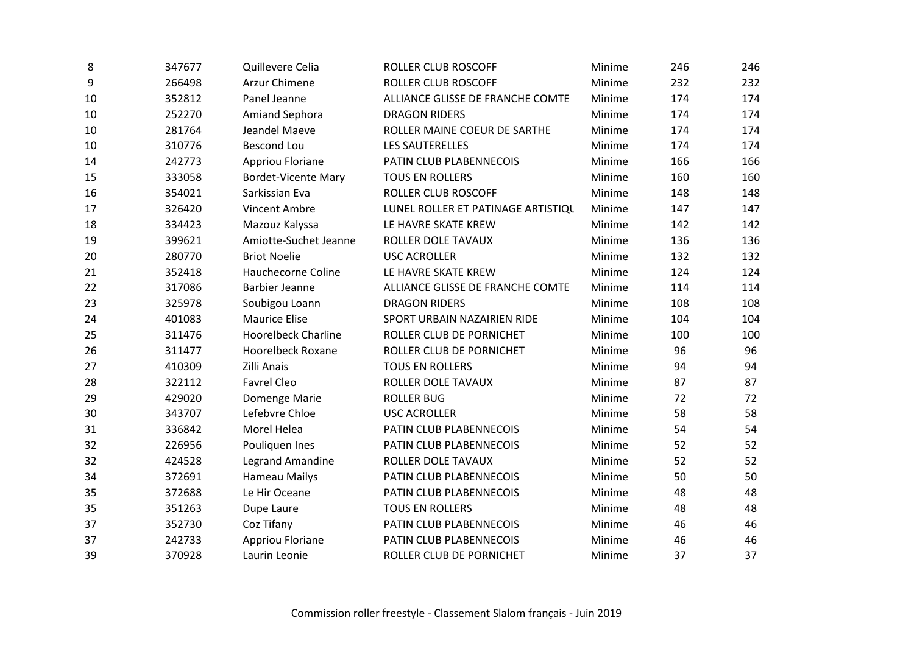| | | | | | | |
|---|---|---|---|---|---|---|
| 8 | 347677 | Quillevere Celia | ROLLER CLUB ROSCOFF | Minime | 246 | 246 |
| 9 | 266498 | Arzur Chimene | ROLLER CLUB ROSCOFF | Minime | 232 | 232 |
| 10 | 352812 | Panel Jeanne | ALLIANCE GLISSE DE FRANCHE COMTE | Minime | 174 | 174 |
| 10 | 252270 | Amiand Sephora | DRAGON RIDERS | Minime | 174 | 174 |
| 10 | 281764 | Jeandel Maeve | ROLLER MAINE COEUR DE SARTHE | Minime | 174 | 174 |
| 10 | 310776 | Bescond Lou | LES SAUTERELLES | Minime | 174 | 174 |
| 14 | 242773 | Appriou Floriane | PATIN CLUB PLABENNECOIS | Minime | 166 | 166 |
| 15 | 333058 | Bordet-Vicente Mary | TOUS EN ROLLERS | Minime | 160 | 160 |
| 16 | 354021 | Sarkissian Eva | ROLLER CLUB ROSCOFF | Minime | 148 | 148 |
| 17 | 326420 | Vincent Ambre | LUNEL ROLLER ET PATINAGE ARTISTIQU | Minime | 147 | 147 |
| 18 | 334423 | Mazouz Kalyssa | LE HAVRE SKATE KREW | Minime | 142 | 142 |
| 19 | 399621 | Amiotte-Suchet Jeanne | ROLLER DOLE TAVAUX | Minime | 136 | 136 |
| 20 | 280770 | Briot Noelie | USC ACROLLER | Minime | 132 | 132 |
| 21 | 352418 | Hauchecorne Coline | LE HAVRE SKATE KREW | Minime | 124 | 124 |
| 22 | 317086 | Barbier Jeanne | ALLIANCE GLISSE DE FRANCHE COMTE | Minime | 114 | 114 |
| 23 | 325978 | Soubigou Loann | DRAGON RIDERS | Minime | 108 | 108 |
| 24 | 401083 | Maurice Elise | SPORT URBAIN NAZAIRIEN RIDE | Minime | 104 | 104 |
| 25 | 311476 | Hoorelbeck Charline | ROLLER CLUB DE PORNICHET | Minime | 100 | 100 |
| 26 | 311477 | Hoorelbeck Roxane | ROLLER CLUB DE PORNICHET | Minime | 96 | 96 |
| 27 | 410309 | Zilli Anais | TOUS EN ROLLERS | Minime | 94 | 94 |
| 28 | 322112 | Favrel Cleo | ROLLER DOLE TAVAUX | Minime | 87 | 87 |
| 29 | 429020 | Domenge Marie | ROLLER BUG | Minime | 72 | 72 |
| 30 | 343707 | Lefebvre Chloe | USC ACROLLER | Minime | 58 | 58 |
| 31 | 336842 | Morel Helea | PATIN CLUB PLABENNECOIS | Minime | 54 | 54 |
| 32 | 226956 | Pouliquen Ines | PATIN CLUB PLABENNECOIS | Minime | 52 | 52 |
| 32 | 424528 | Legrand Amandine | ROLLER DOLE TAVAUX | Minime | 52 | 52 |
| 34 | 372691 | Hameau Mailys | PATIN CLUB PLABENNECOIS | Minime | 50 | 50 |
| 35 | 372688 | Le Hir Oceane | PATIN CLUB PLABENNECOIS | Minime | 48 | 48 |
| 35 | 351263 | Dupe Laure | TOUS EN ROLLERS | Minime | 48 | 48 |
| 37 | 352730 | Coz Tifany | PATIN CLUB PLABENNECOIS | Minime | 46 | 46 |
| 37 | 242733 | Appriou Floriane | PATIN CLUB PLABENNECOIS | Minime | 46 | 46 |
| 39 | 370928 | Laurin Leonie | ROLLER CLUB DE PORNICHET | Minime | 37 | 37 |

Commission roller freestyle - Classement Slalom français - Juin 2019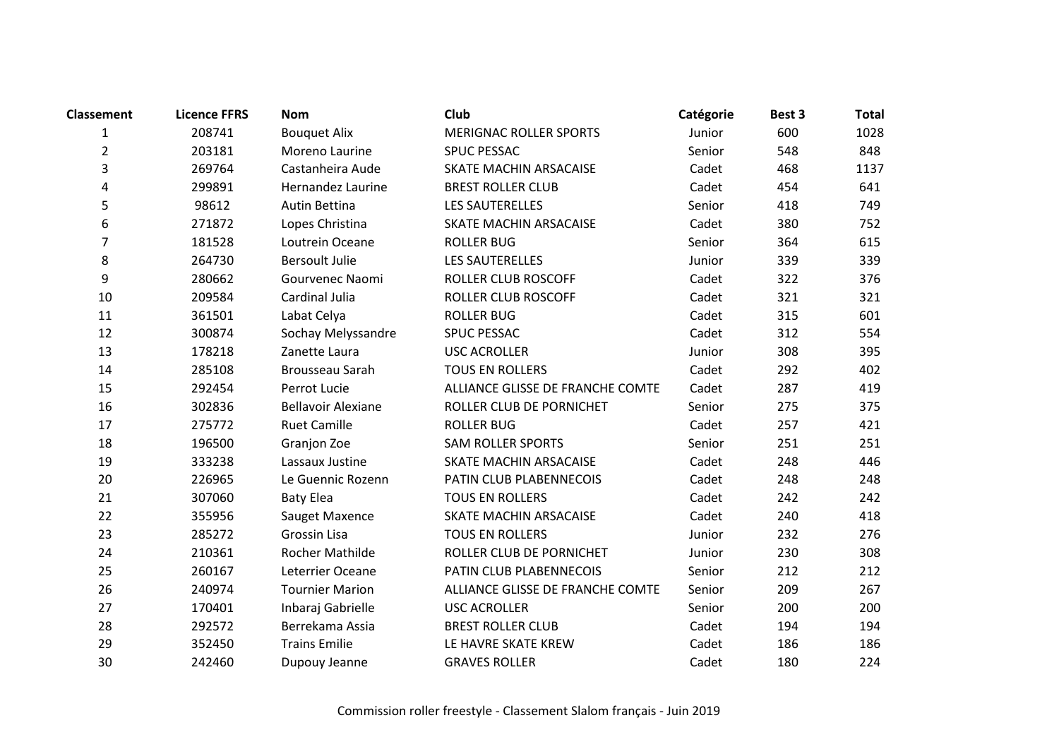| Classement | Licence FFRS | Nom | Club | Catégorie | Best 3 | Total |
|---|---|---|---|---|---|---|
| 1 | 208741 | Bouquet Alix | MERIGNAC ROLLER SPORTS | Junior | 600 | 1028 |
| 2 | 203181 | Moreno Laurine | SPUC PESSAC | Senior | 548 | 848 |
| 3 | 269764 | Castanheira Aude | SKATE MACHIN ARSACAISE | Cadet | 468 | 1137 |
| 4 | 299891 | Hernandez Laurine | BREST ROLLER CLUB | Cadet | 454 | 641 |
| 5 | 98612 | Autin Bettina | LES SAUTERELLES | Senior | 418 | 749 |
| 6 | 271872 | Lopes Christina | SKATE MACHIN ARSACAISE | Cadet | 380 | 752 |
| 7 | 181528 | Loutrein Oceane | ROLLER BUG | Senior | 364 | 615 |
| 8 | 264730 | Bersoult Julie | LES SAUTERELLES | Junior | 339 | 339 |
| 9 | 280662 | Gourvenec Naomi | ROLLER CLUB ROSCOFF | Cadet | 322 | 376 |
| 10 | 209584 | Cardinal Julia | ROLLER CLUB ROSCOFF | Cadet | 321 | 321 |
| 11 | 361501 | Labat Celya | ROLLER BUG | Cadet | 315 | 601 |
| 12 | 300874 | Sochay Melyssandre | SPUC PESSAC | Cadet | 312 | 554 |
| 13 | 178218 | Zanette Laura | USC ACROLLER | Junior | 308 | 395 |
| 14 | 285108 | Brousseau Sarah | TOUS EN ROLLERS | Cadet | 292 | 402 |
| 15 | 292454 | Perrot Lucie | ALLIANCE GLISSE DE FRANCHE COMTE | Cadet | 287 | 419 |
| 16 | 302836 | Bellavoir Alexiane | ROLLER CLUB DE PORNICHET | Senior | 275 | 375 |
| 17 | 275772 | Ruet Camille | ROLLER BUG | Cadet | 257 | 421 |
| 18 | 196500 | Granjon Zoe | SAM ROLLER SPORTS | Senior | 251 | 251 |
| 19 | 333238 | Lassaux Justine | SKATE MACHIN ARSACAISE | Cadet | 248 | 446 |
| 20 | 226965 | Le Guennic Rozenn | PATIN CLUB PLABENNECOIS | Cadet | 248 | 248 |
| 21 | 307060 | Baty Elea | TOUS EN ROLLERS | Cadet | 242 | 242 |
| 22 | 355956 | Sauget Maxence | SKATE MACHIN ARSACAISE | Cadet | 240 | 418 |
| 23 | 285272 | Grossin Lisa | TOUS EN ROLLERS | Junior | 232 | 276 |
| 24 | 210361 | Rocher Mathilde | ROLLER CLUB DE PORNICHET | Junior | 230 | 308 |
| 25 | 260167 | Leterrier Oceane | PATIN CLUB PLABENNECOIS | Senior | 212 | 212 |
| 26 | 240974 | Tournier Marion | ALLIANCE GLISSE DE FRANCHE COMTE | Senior | 209 | 267 |
| 27 | 170401 | Inbaraj Gabrielle | USC ACROLLER | Senior | 200 | 200 |
| 28 | 292572 | Berrekama Assia | BREST ROLLER CLUB | Cadet | 194 | 194 |
| 29 | 352450 | Trains Emilie | LE HAVRE SKATE KREW | Cadet | 186 | 186 |
| 30 | 242460 | Dupouy Jeanne | GRAVES ROLLER | Cadet | 180 | 224 |

Commission roller freestyle - Classement Slalom français - Juin 2019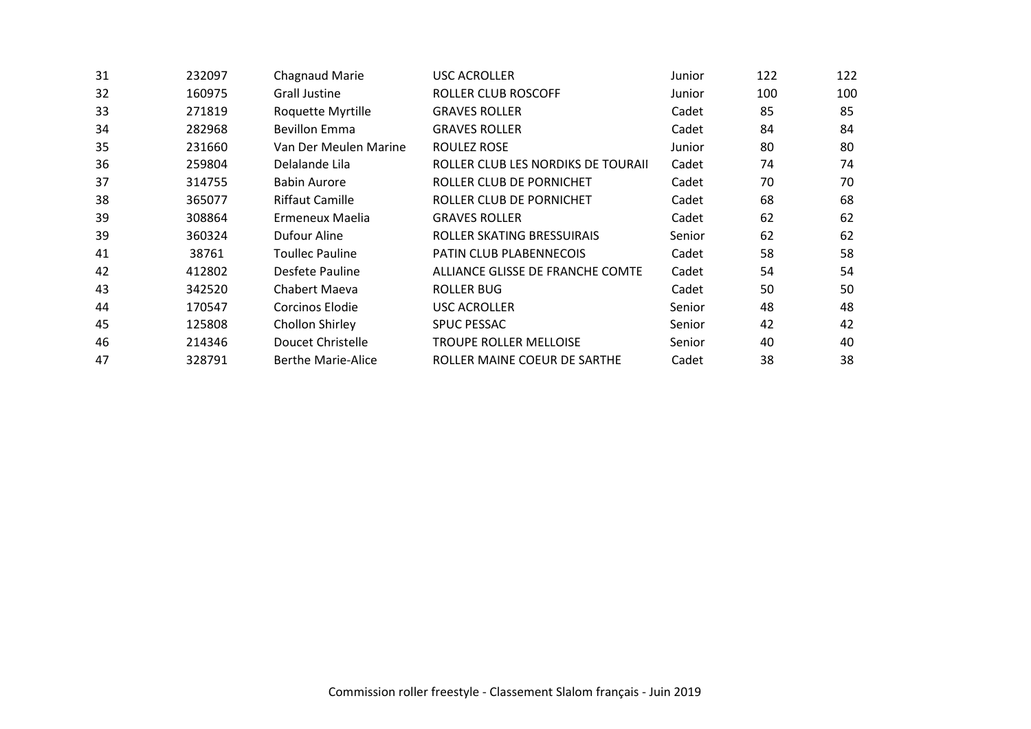| | | | | | | |
|---|---|---|---|---|---|---|
| 31 | 232097 | Chagnaud Marie | USC ACROLLER | Junior | 122 | 122 |
| 32 | 160975 | Grall Justine | ROLLER CLUB ROSCOFF | Junior | 100 | 100 |
| 33 | 271819 | Roquette Myrtille | GRAVES ROLLER | Cadet | 85 | 85 |
| 34 | 282968 | Bevillon Emma | GRAVES ROLLER | Cadet | 84 | 84 |
| 35 | 231660 | Van Der Meulen Marine | ROULEZ ROSE | Junior | 80 | 80 |
| 36 | 259804 | Delalande Lila | ROLLER CLUB LES NORDIKS DE TOURAII | Cadet | 74 | 74 |
| 37 | 314755 | Babin Aurore | ROLLER CLUB DE PORNICHET | Cadet | 70 | 70 |
| 38 | 365077 | Riffaut Camille | ROLLER CLUB DE PORNICHET | Cadet | 68 | 68 |
| 39 | 308864 | Ermeneux Maelia | GRAVES ROLLER | Cadet | 62 | 62 |
| 39 | 360324 | Dufour Aline | ROLLER SKATING BRESSUIRAIS | Senior | 62 | 62 |
| 41 | 38761 | Toullec Pauline | PATIN CLUB PLABENNECOIS | Cadet | 58 | 58 |
| 42 | 412802 | Desfete Pauline | ALLIANCE GLISSE DE FRANCHE COMTE | Cadet | 54 | 54 |
| 43 | 342520 | Chabert Maeva | ROLLER BUG | Cadet | 50 | 50 |
| 44 | 170547 | Corcinos Elodie | USC ACROLLER | Senior | 48 | 48 |
| 45 | 125808 | Chollon Shirley | SPUC PESSAC | Senior | 42 | 42 |
| 46 | 214346 | Doucet Christelle | TROUPE ROLLER MELLOISE | Senior | 40 | 40 |
| 47 | 328791 | Berthe Marie-Alice | ROLLER MAINE COEUR DE SARTHE | Cadet | 38 | 38 |